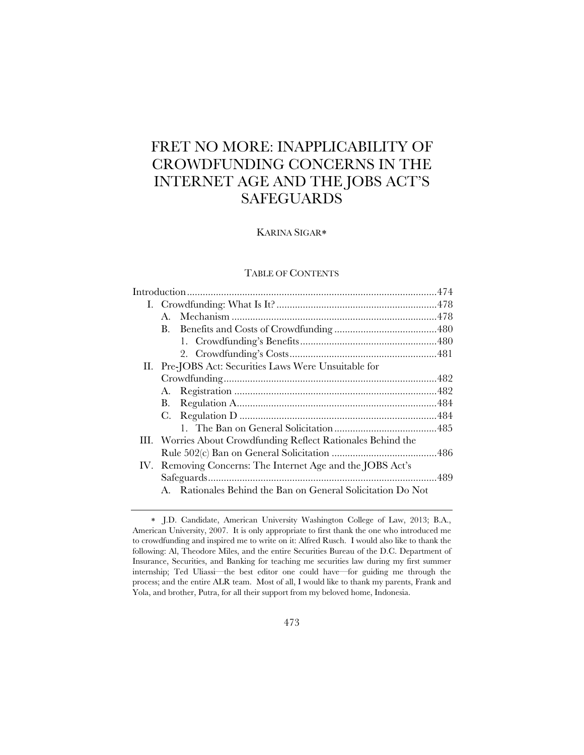# FRET NO MORE: INAPPLICABILITY OF CROWDFUNDING CONCERNS IN THE INTERNET AGE AND THE JOBS ACT'S SAFEGUARDS

KARINA SIGAR*

TABLE OF CONTENTS

Introduction ..... 474
- I. Crowdfunding: What Is It? ..... 478
  - A. Mechanism ..... 478
  - B. Benefits and Costs of Crowdfunding ..... 480
    - 1. Crowdfunding's Benefits ..... 480
    - 2. Crowdfunding's Costs ..... 481
- II. Pre-JOBS Act: Securities Laws Were Unsuitable for Crowdfunding ..... 482
  - A. Registration ..... 482
  - B. Regulation A ..... 484
  - C. Regulation D ..... 484
    - 1. The Ban on General Solicitation ..... 485
- III. Worries About Crowdfunding Reflect Rationales Behind the Rule 502(c) Ban on General Solicitation ..... 486
- IV. Removing Concerns: The Internet Age and the JOBS Act's Safeguards ..... 489
  - A. Rationales Behind the Ban on General Solicitation Do Not

---

* J.D. Candidate, American University Washington College of Law, 2013; B.A., American University, 2007. It is only appropriate to first thank the one who introduced me to crowdfunding and inspired me to write on it: Alfred Rusch. I would also like to thank the following: Al, Theodore Miles, and the entire Securities Bureau of the D.C. Department of Insurance, Securities, and Banking for teaching me securities law during my first summer internship; Ted Uliassi—the best editor one could have—for guiding me through the process; and the entire ALR team. Most of all, I would like to thank my parents, Frank and Yola, and brother, Putra, for all their support from my beloved home, Indonesia.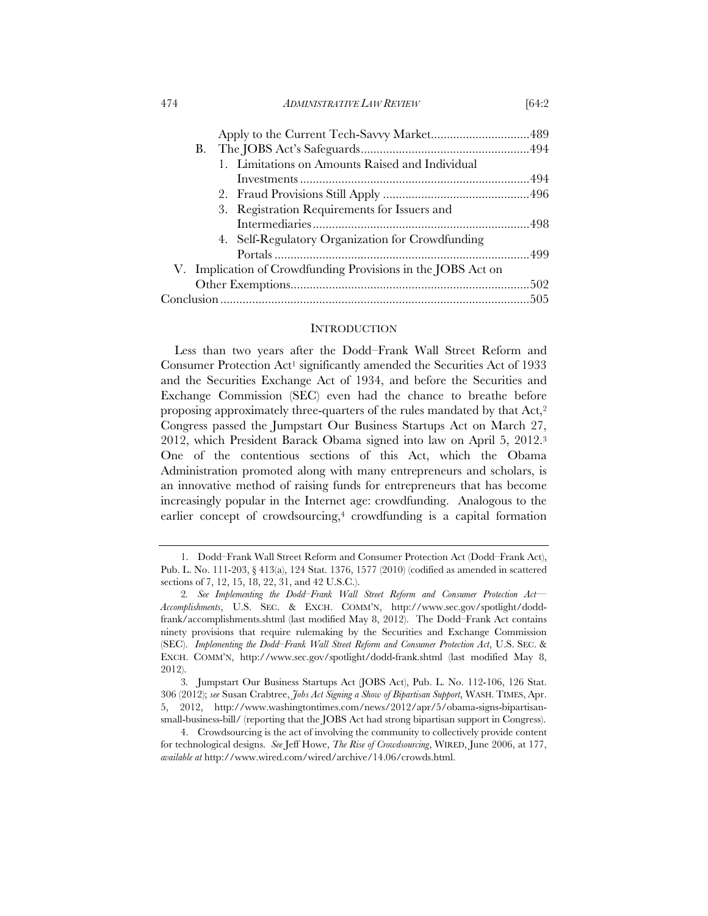Apply to the Current Tech-Savvy Market ............................... 489

B. The JOBS Act's Safeguards ............................................. 494

1. Limitations on Amounts Raised and Individual Investments ............................................................... 494
2. Fraud Provisions Still Apply ............................................. 496
3. Registration Requirements for Issuers and Intermediaries ......................................................... 498
4. Self-Regulatory Organization for Crowdfunding Portals ................................................................ 499

V. Implication of Crowdfunding Provisions in the JOBS Act on Other Exemptions ............................................................ 502

Conclusion ................................................................................ 505

## INTRODUCTION

Less than two years after the Dodd–Frank Wall Street Reform and Consumer Protection Act[1] significantly amended the Securities Act of 1933 and the Securities Exchange Act of 1934, and before the Securities and Exchange Commission (SEC) even had the chance to breathe before proposing approximately three-quarters of the rules mandated by that Act,[2] Congress passed the Jumpstart Our Business Startups Act on March 27, 2012, which President Barack Obama signed into law on April 5, 2012.[3] One of the contentious sections of this Act, which the Obama Administration promoted along with many entrepreneurs and scholars, is an innovative method of raising funds for entrepreneurs that has become increasingly popular in the Internet age: crowdfunding. Analogous to the earlier concept of crowdsourcing,[4] crowdfunding is a capital formation

---

1. Dodd–Frank Wall Street Reform and Consumer Protection Act (Dodd–Frank Act), Pub. L. No. 111-203, § 413(a), 124 Stat. 1376, 1577 (2010) (codified as amended in scattered sections of 7, 12, 15, 18, 22, 31, and 42 U.S.C.).

2. *See Implementing the Dodd–Frank Wall Street Reform and Consumer Protection Act—Accomplishments*, U.S. SEC. & EXCH. COMM'N, http://www.sec.gov/spotlight/dodd-frank/accomplishments.shtml (last modified May 8, 2012). The Dodd–Frank Act contains ninety provisions that require rulemaking by the Securities and Exchange Commission (SEC). *Implementing the Dodd–Frank Wall Street Reform and Consumer Protection Act*, U.S. SEC. & EXCH. COMM'N, http://www.sec.gov/spotlight/dodd-frank.shtml (last modified May 8, 2012).

3. Jumpstart Our Business Startups Act (JOBS Act), Pub. L. No. 112-106, 126 Stat. 306 (2012); *see* Susan Crabtree, *Jobs Act Signing a Show of Bipartisan Support*, WASH. TIMES, Apr. 5, 2012, http://www.washingtontimes.com/news/2012/apr/5/obama-signs-bipartisan-small-business-bill/ (reporting that the JOBS Act had strong bipartisan support in Congress).

4. Crowdsourcing is the act of involving the community to collectively provide content for technological designs. *See* Jeff Howe, *The Rise of Crowdsourcing*, WIRED, June 2006, at 177, *available at* http://www.wired.com/wired/archive/14.06/crowds.html.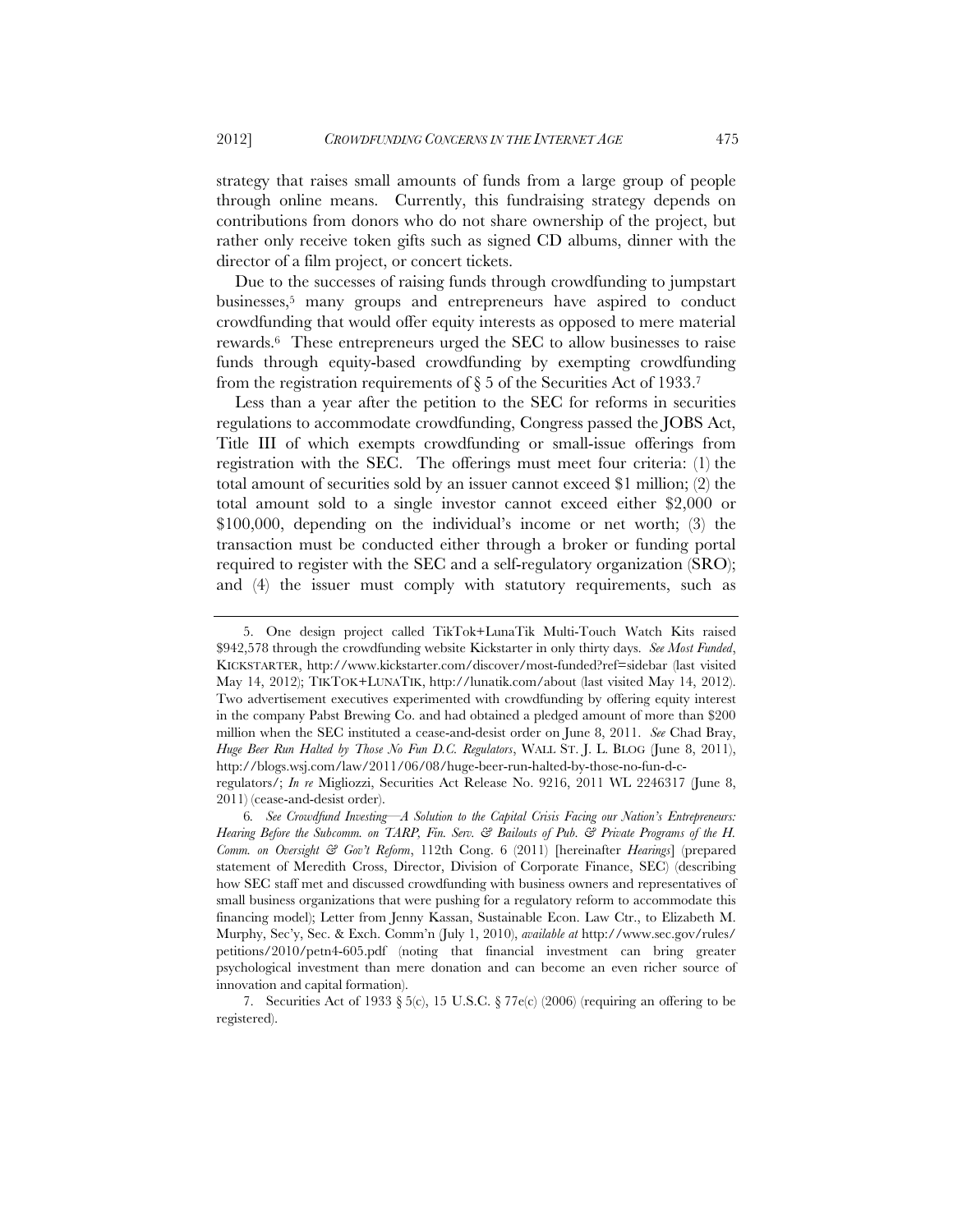strategy that raises small amounts of funds from a large group of people through online means. Currently, this fundraising strategy depends on contributions from donors who do not share ownership of the project, but rather only receive token gifts such as signed CD albums, dinner with the director of a film project, or concert tickets.

Due to the successes of raising funds through crowdfunding to jumpstart businesses,[5] many groups and entrepreneurs have aspired to conduct crowdfunding that would offer equity interests as opposed to mere material rewards.[6] These entrepreneurs urged the SEC to allow businesses to raise funds through equity-based crowdfunding by exempting crowdfunding from the registration requirements of § 5 of the Securities Act of 1933.[7]

Less than a year after the petition to the SEC for reforms in securities regulations to accommodate crowdfunding, Congress passed the JOBS Act, Title III of which exempts crowdfunding or small-issue offerings from registration with the SEC. The offerings must meet four criteria: (1) the total amount of securities sold by an issuer cannot exceed $1 million; (2) the total amount sold to a single investor cannot exceed either $2,000 or $100,000, depending on the individual's income or net worth; (3) the transaction must be conducted either through a broker or funding portal required to register with the SEC and a self-regulatory organization (SRO); and (4) the issuer must comply with statutory requirements, such as

---

5. One design project called TikTok+LunaTik Multi-Touch Watch Kits raised $942,578 through the crowdfunding website Kickstarter in only thirty days. *See Most Funded*, KICKSTARTER, http://www.kickstarter.com/discover/most-funded?ref=sidebar (last visited May 14, 2012); TIKTOK+LUNATIK, http://lunatik.com/about (last visited May 14, 2012). Two advertisement executives experimented with crowdfunding by offering equity interest in the company Pabst Brewing Co. and had obtained a pledged amount of more than $200 million when the SEC instituted a cease-and-desist order on June 8, 2011. *See* Chad Bray, *Huge Beer Run Halted by Those No Fun D.C. Regulators*, WALL ST. J. L. BLOG (June 8, 2011), http://blogs.wsj.com/law/2011/06/08/huge-beer-run-halted-by-those-no-fun-d-c-regulators/; *In re* Migliozzi, Securities Act Release No. 9216, 2011 WL 2246317 (June 8, 2011) (cease-and-desist order).

6. *See Crowdfund Investing—A Solution to the Capital Crisis Facing our Nation's Entrepreneurs: Hearing Before the Subcomm. on TARP, Fin. Serv. & Bailouts of Pub. & Private Programs of the H. Comm. on Oversight & Gov't Reform*, 112th Cong. 6 (2011) [hereinafter *Hearings*] (prepared statement of Meredith Cross, Director, Division of Corporate Finance, SEC) (describing how SEC staff met and discussed crowdfunding with business owners and representatives of small business organizations that were pushing for a regulatory reform to accommodate this financing model); Letter from Jenny Kassan, Sustainable Econ. Law Ctr., to Elizabeth M. Murphy, Sec'y, Sec. & Exch. Comm'n (July 1, 2010), *available at* http://www.sec.gov/rules/petitions/2010/petn4-605.pdf (noting that financial investment can bring greater psychological investment than mere donation and can become an even richer source of innovation and capital formation).

7. Securities Act of 1933 § 5(c), 15 U.S.C. § 77e(c) (2006) (requiring an offering to be registered).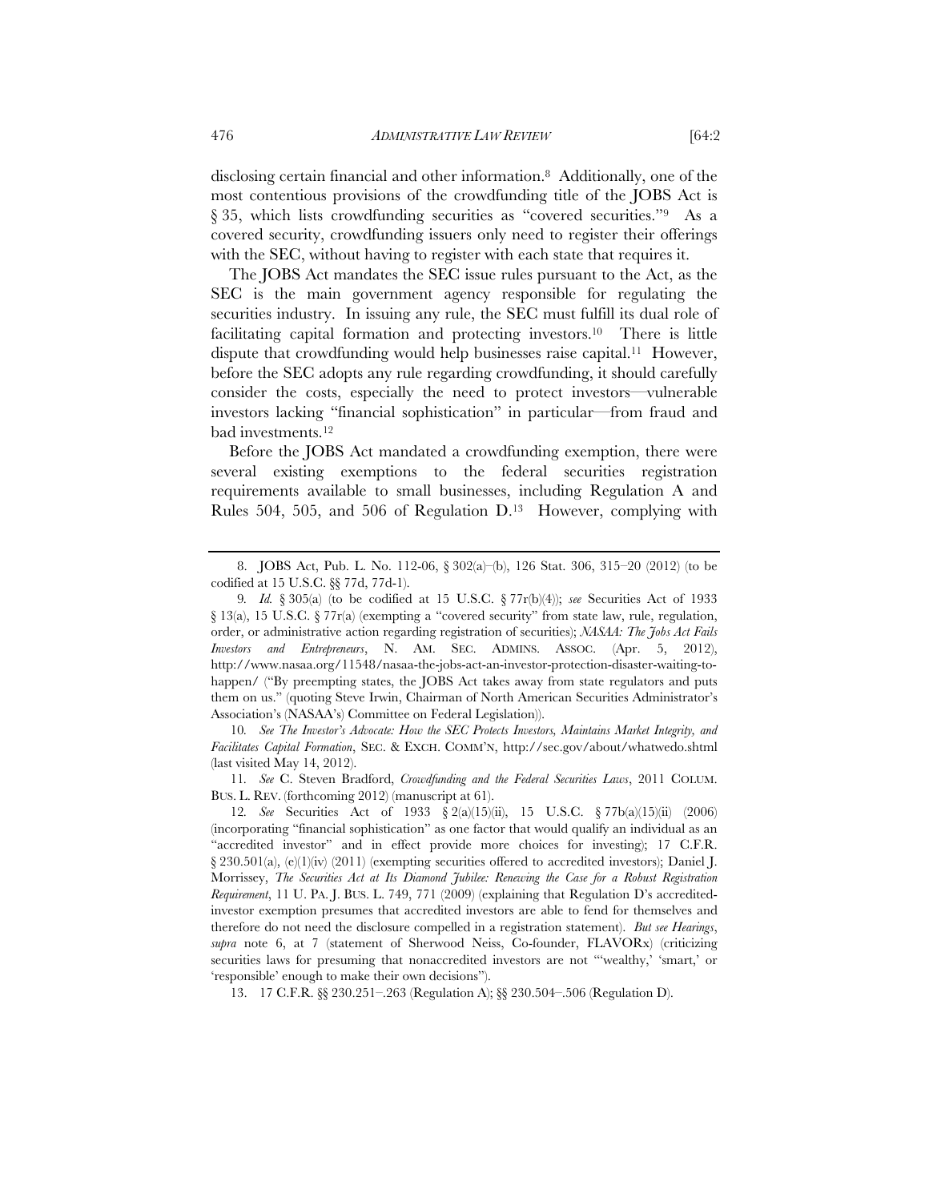disclosing certain financial and other information.[8] Additionally, one of the most contentious provisions of the crowdfunding title of the JOBS Act is § 35, which lists crowdfunding securities as "covered securities."[9] As a covered security, crowdfunding issuers only need to register their offerings with the SEC, without having to register with each state that requires it.

The JOBS Act mandates the SEC issue rules pursuant to the Act, as the SEC is the main government agency responsible for regulating the securities industry. In issuing any rule, the SEC must fulfill its dual role of facilitating capital formation and protecting investors.[10] There is little dispute that crowdfunding would help businesses raise capital.[11] However, before the SEC adopts any rule regarding crowdfunding, it should carefully consider the costs, especially the need to protect investors—vulnerable investors lacking "financial sophistication" in particular—from fraud and bad investments.[12]

Before the JOBS Act mandated a crowdfunding exemption, there were several existing exemptions to the federal securities registration requirements available to small businesses, including Regulation A and Rules 504, 505, and 506 of Regulation D.[13] However, complying with

---

8. JOBS Act, Pub. L. No. 112-06, § 302(a)–(b), 126 Stat. 306, 315–20 (2012) (to be codified at 15 U.S.C. §§ 77d, 77d-1).

9. *Id.* § 305(a) (to be codified at 15 U.S.C. § 77r(b)(4)); *see* Securities Act of 1933 § 13(a), 15 U.S.C. § 77r(a) (exempting a "covered security" from state law, rule, regulation, order, or administrative action regarding registration of securities); *NASAA: The Jobs Act Fails Investors and Entrepreneurs*, N. AM. SEC. ADMINS. ASSOC. (Apr. 5, 2012), http://www.nasaa.org/11548/nasaa-the-jobs-act-an-investor-protection-disaster-waiting-to-happen/ ("By preempting states, the JOBS Act takes away from state regulators and puts them on us." (quoting Steve Irwin, Chairman of North American Securities Administrator's Association's (NASAA's) Committee on Federal Legislation)).

10. *See The Investor's Advocate: How the SEC Protects Investors, Maintains Market Integrity, and Facilitates Capital Formation*, SEC. & EXCH. COMM'N, http://sec.gov/about/whatwedo.shtml (last visited May 14, 2012).

11. *See* C. Steven Bradford, *Crowdfunding and the Federal Securities Laws*, 2011 COLUM. BUS. L. REV. (forthcoming 2012) (manuscript at 61).

12. *See* Securities Act of 1933 § 2(a)(15)(ii), 15 U.S.C. § 77b(a)(15)(ii) (2006) (incorporating "financial sophistication" as one factor that would qualify an individual as an "accredited investor" and in effect provide more choices for investing); 17 C.F.R. § 230.501(a), (e)(1)(iv) (2011) (exempting securities offered to accredited investors); Daniel J. Morrissey, *The Securities Act at Its Diamond Jubilee: Renewing the Case for a Robust Registration Requirement*, 11 U. PA. J. BUS. L. 749, 771 (2009) (explaining that Regulation D's accredited-investor exemption presumes that accredited investors are able to fend for themselves and therefore do not need the disclosure compelled in a registration statement). *But see Hearings*, *supra* note 6, at 7 (statement of Sherwood Neiss, Co-founder, FLAVORx) (criticizing securities laws for presuming that nonaccredited investors are not "'wealthy,' 'smart,' or 'responsible' enough to make their own decisions").

13. 17 C.F.R. §§ 230.251–.263 (Regulation A); §§ 230.504–.506 (Regulation D).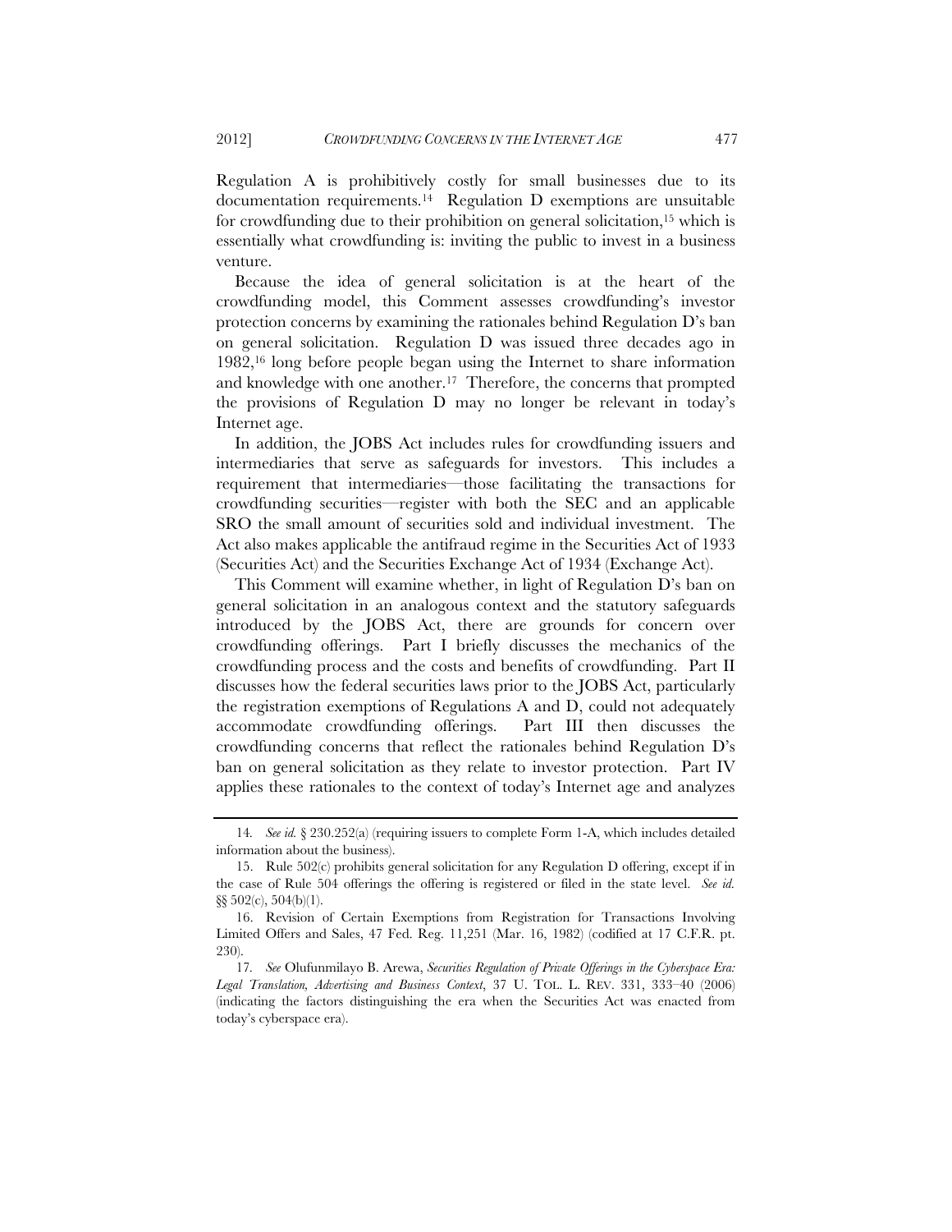Regulation A is prohibitively costly for small businesses due to its documentation requirements.[14] Regulation D exemptions are unsuitable for crowdfunding due to their prohibition on general solicitation,[15] which is essentially what crowdfunding is: inviting the public to invest in a business venture.

Because the idea of general solicitation is at the heart of the crowdfunding model, this Comment assesses crowdfunding's investor protection concerns by examining the rationales behind Regulation D's ban on general solicitation. Regulation D was issued three decades ago in 1982,[16] long before people began using the Internet to share information and knowledge with one another.[17] Therefore, the concerns that prompted the provisions of Regulation D may no longer be relevant in today's Internet age.

In addition, the JOBS Act includes rules for crowdfunding issuers and intermediaries that serve as safeguards for investors. This includes a requirement that intermediaries—those facilitating the transactions for crowdfunding securities—register with both the SEC and an applicable SRO the small amount of securities sold and individual investment. The Act also makes applicable the antifraud regime in the Securities Act of 1933 (Securities Act) and the Securities Exchange Act of 1934 (Exchange Act).

This Comment will examine whether, in light of Regulation D's ban on general solicitation in an analogous context and the statutory safeguards introduced by the JOBS Act, there are grounds for concern over crowdfunding offerings. Part I briefly discusses the mechanics of the crowdfunding process and the costs and benefits of crowdfunding. Part II discusses how the federal securities laws prior to the JOBS Act, particularly the registration exemptions of Regulations A and D, could not adequately accommodate crowdfunding offerings. Part III then discusses the crowdfunding concerns that reflect the rationales behind Regulation D's ban on general solicitation as they relate to investor protection. Part IV applies these rationales to the context of today's Internet age and analyzes

---

14. *See id.* § 230.252(a) (requiring issuers to complete Form 1-A, which includes detailed information about the business).

15. Rule 502(c) prohibits general solicitation for any Regulation D offering, except if in the case of Rule 504 offerings the offering is registered or filed in the state level. *See id.* §§ 502(c), 504(b)(1).

16. Revision of Certain Exemptions from Registration for Transactions Involving Limited Offers and Sales, 47 Fed. Reg. 11,251 (Mar. 16, 1982) (codified at 17 C.F.R. pt. 230).

17. *See* Olufunmilayo B. Arewa, *Securities Regulation of Private Offerings in the Cyberspace Era: Legal Translation, Advertising and Business Context*, 37 U. TOL. L. REV. 331, 333–40 (2006) (indicating the factors distinguishing the era when the Securities Act was enacted from today's cyberspace era).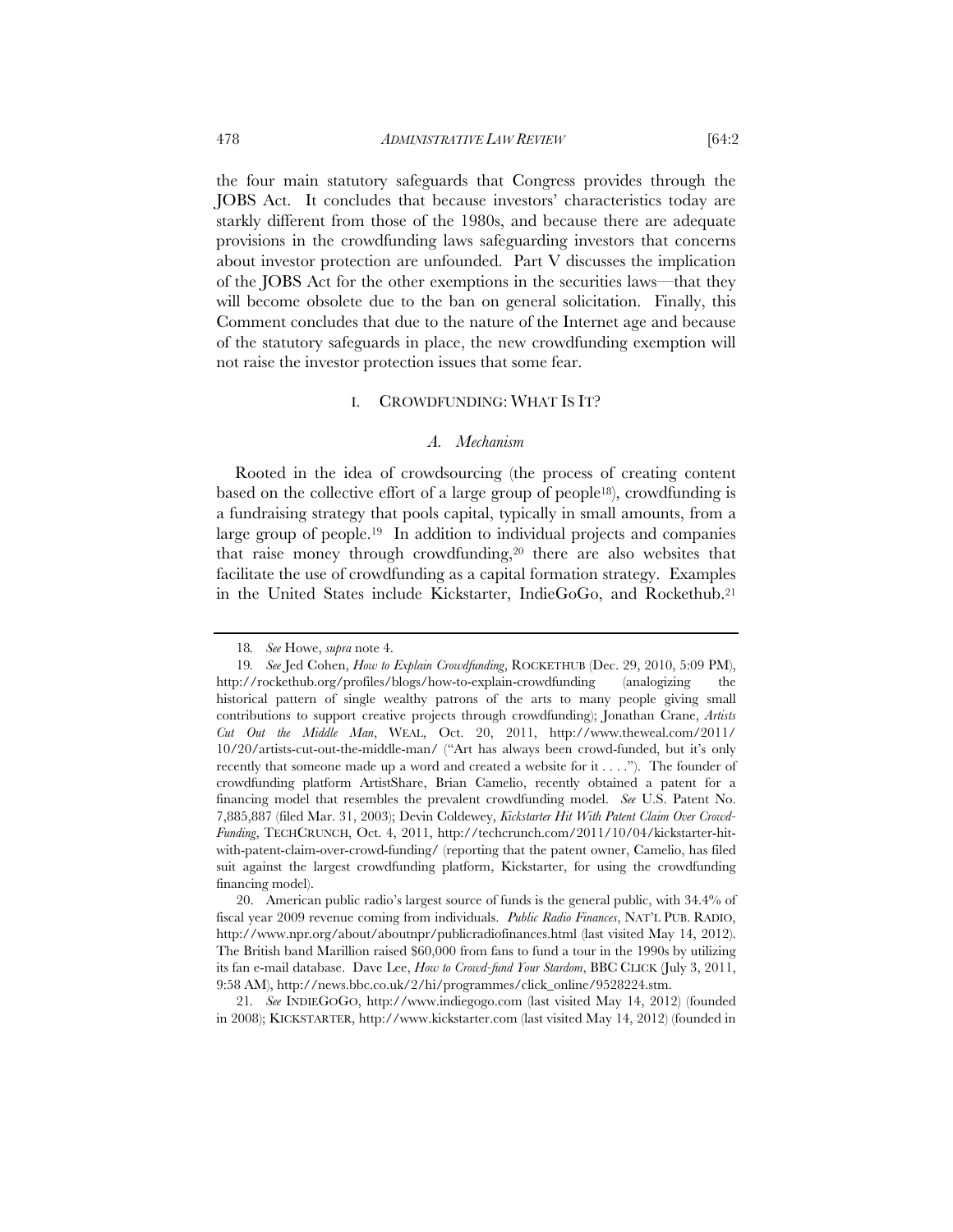the four main statutory safeguards that Congress provides through the JOBS Act. It concludes that because investors' characteristics today are starkly different from those of the 1980s, and because there are adequate provisions in the crowdfunding laws safeguarding investors that concerns about investor protection are unfounded. Part V discusses the implication of the JOBS Act for the other exemptions in the securities laws—that they will become obsolete due to the ban on general solicitation. Finally, this Comment concludes that due to the nature of the Internet age and because of the statutory safeguards in place, the new crowdfunding exemption will not raise the investor protection issues that some fear.

## I. CROWDFUNDING: WHAT IS IT?

### *A. Mechanism*

Rooted in the idea of crowdsourcing (the process of creating content based on the collective effort of a large group of people[18]), crowdfunding is a fundraising strategy that pools capital, typically in small amounts, from a large group of people.[19] In addition to individual projects and companies that raise money through crowdfunding,[20] there are also websites that facilitate the use of crowdfunding as a capital formation strategy. Examples in the United States include Kickstarter, IndieGoGo, and Rockethub.[21]

---

18. *See* Howe, *supra* note 4.

19. *See* Jed Cohen, *How to Explain Crowdfunding*, ROCKETHUB (Dec. 29, 2010, 5:09 PM), http://rockethub.org/profiles/blogs/how-to-explain-crowdfunding (analogizing the historical pattern of single wealthy patrons of the arts to many people giving small contributions to support creative projects through crowdfunding); Jonathan Crane, *Artists Cut Out the Middle Man*, WEAL, Oct. 20, 2011, http://www.theweal.com/2011/10/20/artists-cut-out-the-middle-man/ ("Art has always been crowd-funded, but it's only recently that someone made up a word and created a website for it . . . ."). The founder of crowdfunding platform ArtistShare, Brian Camelio, recently obtained a patent for a financing model that resembles the prevalent crowdfunding model. *See* U.S. Patent No. 7,885,887 (filed Mar. 31, 2003); Devin Coldewey, *Kickstarter Hit With Patent Claim Over Crowd-Funding*, TECHCRUNCH, Oct. 4, 2011, http://techcrunch.com/2011/10/04/kickstarter-hit-with-patent-claim-over-crowd-funding/ (reporting that the patent owner, Camelio, has filed suit against the largest crowdfunding platform, Kickstarter, for using the crowdfunding financing model).

20. American public radio's largest source of funds is the general public, with 34.4% of fiscal year 2009 revenue coming from individuals. *Public Radio Finances*, NAT'L PUB. RADIO, http://www.npr.org/about/aboutnpr/publicradiofinances.html (last visited May 14, 2012). The British band Marillion raised $60,000 from fans to fund a tour in the 1990s by utilizing its fan e-mail database. Dave Lee, *How to Crowd-fund Your Stardom*, BBC CLICK (July 3, 2011, 9:58 AM), http://news.bbc.co.uk/2/hi/programmes/click_online/9528224.stm.

21. *See* INDIEGOGO, http://www.indiegogo.com (last visited May 14, 2012) (founded in 2008); KICKSTARTER, http://www.kickstarter.com (last visited May 14, 2012) (founded in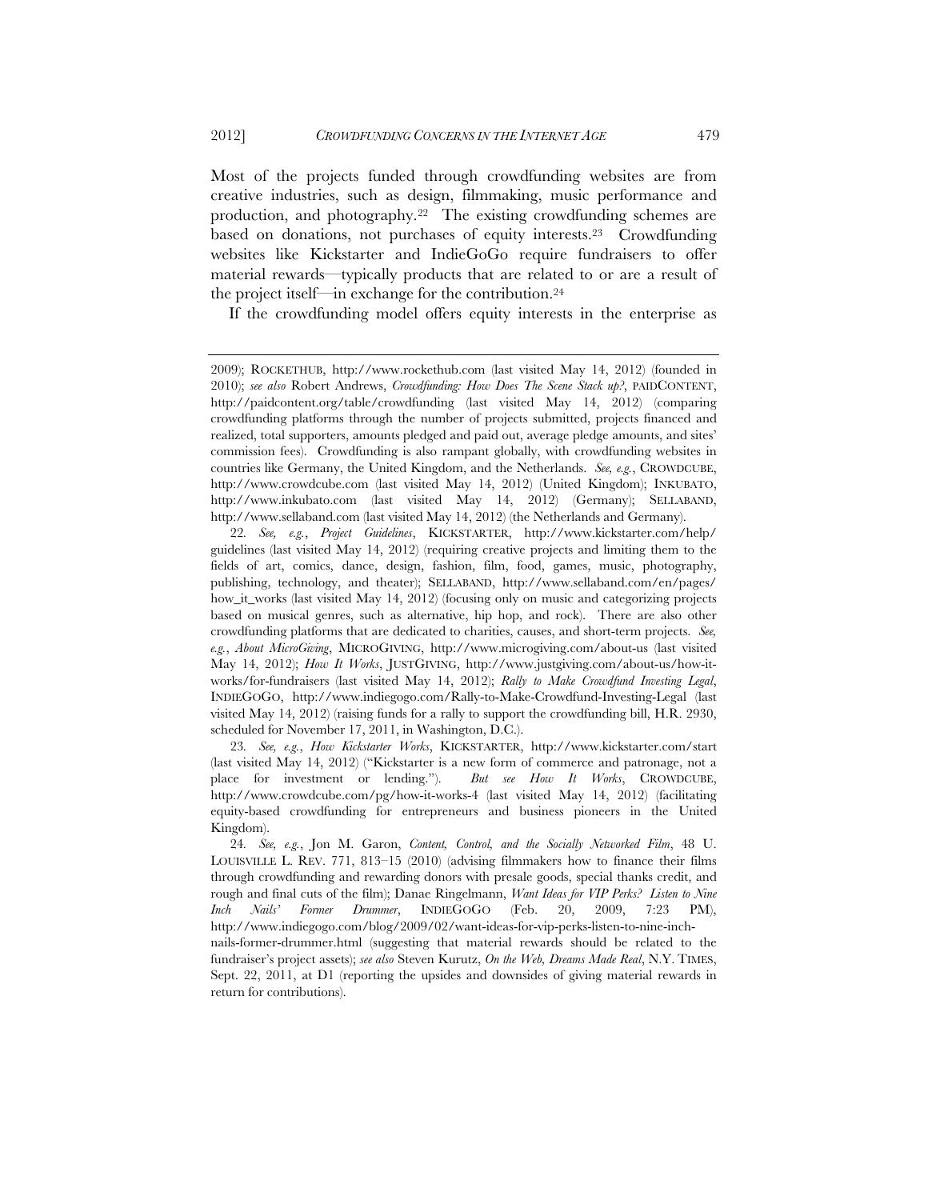Most of the projects funded through crowdfunding websites are from creative industries, such as design, filmmaking, music performance and production, and photography.[22] The existing crowdfunding schemes are based on donations, not purchases of equity interests.[23] Crowdfunding websites like Kickstarter and IndieGoGo require fundraisers to offer material rewards—typically products that are related to or are a result of the project itself—in exchange for the contribution.[24]

If the crowdfunding model offers equity interests in the enterprise as

---

2009); ROCKETHUB, http://www.rockethub.com (last visited May 14, 2012) (founded in 2010); *see also* Robert Andrews, *Crowdfunding: How Does The Scene Stack up?*, PAIDCONTENT, http://paidcontent.org/table/crowdfunding (last visited May 14, 2012) (comparing crowdfunding platforms through the number of projects submitted, projects financed and realized, total supporters, amounts pledged and paid out, average pledge amounts, and sites' commission fees). Crowdfunding is also rampant globally, with crowdfunding websites in countries like Germany, the United Kingdom, and the Netherlands. *See, e.g.*, CROWDCUBE, http://www.crowdcube.com (last visited May 14, 2012) (United Kingdom); INKUBATO, http://www.inkubato.com (last visited May 14, 2012) (Germany); SELLABAND, http://www.sellaband.com (last visited May 14, 2012) (the Netherlands and Germany).

22. *See, e.g.*, *Project Guidelines*, KICKSTARTER, http://www.kickstarter.com/help/guidelines (last visited May 14, 2012) (requiring creative projects and limiting them to the fields of art, comics, dance, design, fashion, film, food, games, music, photography, publishing, technology, and theater); SELLABAND, http://www.sellaband.com/en/pages/how_it_works (last visited May 14, 2012) (focusing only on music and categorizing projects based on musical genres, such as alternative, hip hop, and rock). There are also other crowdfunding platforms that are dedicated to charities, causes, and short-term projects. *See, e.g.*, *About MicroGiving*, MICROGIVING, http://www.microgiving.com/about-us (last visited May 14, 2012); *How It Works*, JUSTGIVING, http://www.justgiving.com/about-us/how-it-works/for-fundraisers (last visited May 14, 2012); *Rally to Make Crowdfund Investing Legal*, INDIEGOGO, http://www.indiegogo.com/Rally-to-Make-Crowdfund-Investing-Legal (last visited May 14, 2012) (raising funds for a rally to support the crowdfunding bill, H.R. 2930, scheduled for November 17, 2011, in Washington, D.C.).

23. *See, e.g.*, *How Kickstarter Works*, KICKSTARTER, http://www.kickstarter.com/start (last visited May 14, 2012) ("Kickstarter is a new form of commerce and patronage, not a place for investment or lending."). *But see How It Works*, CROWDCUBE, http://www.crowdcube.com/pg/how-it-works-4 (last visited May 14, 2012) (facilitating equity-based crowdfunding for entrepreneurs and business pioneers in the United Kingdom).

24. *See, e.g.*, Jon M. Garon, *Content, Control, and the Socially Networked Film*, 48 U. LOUISVILLE L. REV. 771, 813–15 (2010) (advising filmmakers how to finance their films through crowdfunding and rewarding donors with presale goods, special thanks credit, and rough and final cuts of the film); Danae Ringelmann, *Want Ideas for VIP Perks? Listen to Nine Inch Nails' Former Drummer*, INDIEGOGO (Feb. 20, 2009, 7:23 PM), http://www.indiegogo.com/blog/2009/02/want-ideas-for-vip-perks-listen-to-nine-inch-nails-former-drummer.html (suggesting that material rewards should be related to the fundraiser's project assets); *see also* Steven Kurutz, *On the Web, Dreams Made Real*, N.Y. TIMES, Sept. 22, 2011, at D1 (reporting the upsides and downsides of giving material rewards in return for contributions).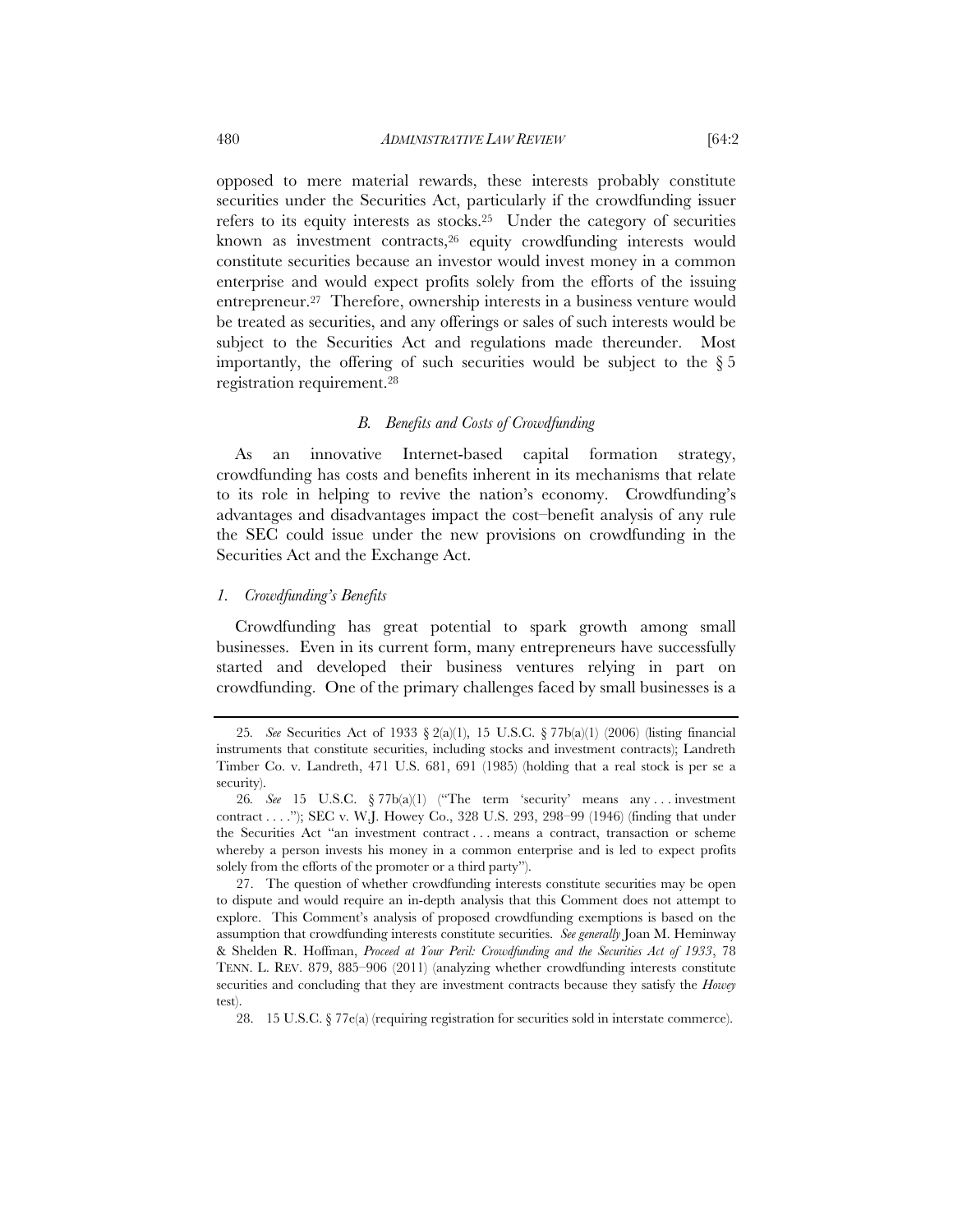opposed to mere material rewards, these interests probably constitute securities under the Securities Act, particularly if the crowdfunding issuer refers to its equity interests as stocks.[25] Under the category of securities known as investment contracts,[26] equity crowdfunding interests would constitute securities because an investor would invest money in a common enterprise and would expect profits solely from the efforts of the issuing entrepreneur.[27] Therefore, ownership interests in a business venture would be treated as securities, and any offerings or sales of such interests would be subject to the Securities Act and regulations made thereunder. Most importantly, the offering of such securities would be subject to the § 5 registration requirement.[28]

### *B. Benefits and Costs of Crowdfunding*

As an innovative Internet-based capital formation strategy, crowdfunding has costs and benefits inherent in its mechanisms that relate to its role in helping to revive the nation's economy. Crowdfunding's advantages and disadvantages impact the cost–benefit analysis of any rule the SEC could issue under the new provisions on crowdfunding in the Securities Act and the Exchange Act.

#### *1. Crowdfunding's Benefits*

Crowdfunding has great potential to spark growth among small businesses. Even in its current form, many entrepreneurs have successfully started and developed their business ventures relying in part on crowdfunding. One of the primary challenges faced by small businesses is a

---

25. *See* Securities Act of 1933 § 2(a)(1), 15 U.S.C. § 77b(a)(1) (2006) (listing financial instruments that constitute securities, including stocks and investment contracts); Landreth Timber Co. v. Landreth, 471 U.S. 681, 691 (1985) (holding that a real stock is per se a security).

26. *See* 15 U.S.C. § 77b(a)(1) ("The term 'security' means any . . . investment contract . . . ."); SEC v. W.J. Howey Co., 328 U.S. 293, 298–99 (1946) (finding that under the Securities Act "an investment contract . . . means a contract, transaction or scheme whereby a person invests his money in a common enterprise and is led to expect profits solely from the efforts of the promoter or a third party").

27. The question of whether crowdfunding interests constitute securities may be open to dispute and would require an in-depth analysis that this Comment does not attempt to explore. This Comment's analysis of proposed crowdfunding exemptions is based on the assumption that crowdfunding interests constitute securities. *See generally* Joan M. Heminway & Shelden R. Hoffman, *Proceed at Your Peril: Crowdfunding and the Securities Act of 1933*, 78 TENN. L. REV. 879, 885–906 (2011) (analyzing whether crowdfunding interests constitute securities and concluding that they are investment contracts because they satisfy the *Howey* test).

28. 15 U.S.C. § 77e(a) (requiring registration for securities sold in interstate commerce).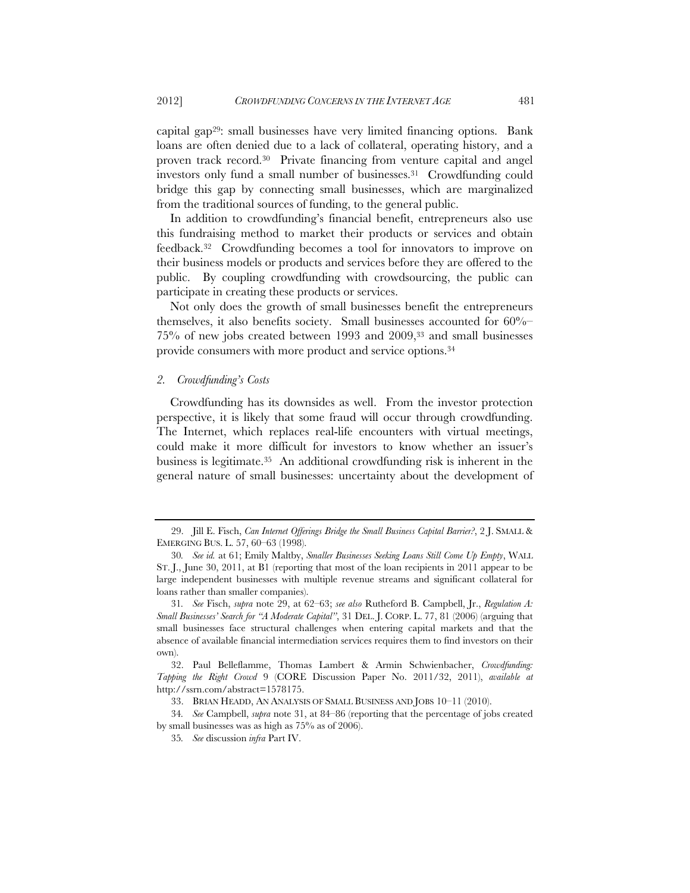capital gap[29]: small businesses have very limited financing options. Bank loans are often denied due to a lack of collateral, operating history, and a proven track record.[30] Private financing from venture capital and angel investors only fund a small number of businesses.[31] Crowdfunding could bridge this gap by connecting small businesses, which are marginalized from the traditional sources of funding, to the general public.

In addition to crowdfunding's financial benefit, entrepreneurs also use this fundraising method to market their products or services and obtain feedback.[32] Crowdfunding becomes a tool for innovators to improve on their business models or products and services before they are offered to the public. By coupling crowdfunding with crowdsourcing, the public can participate in creating these products or services.

Not only does the growth of small businesses benefit the entrepreneurs themselves, it also benefits society. Small businesses accounted for 60%–75% of new jobs created between 1993 and 2009,[33] and small businesses provide consumers with more product and service options.[34]

### *2. Crowdfunding's Costs*

Crowdfunding has its downsides as well. From the investor protection perspective, it is likely that some fraud will occur through crowdfunding. The Internet, which replaces real-life encounters with virtual meetings, could make it more difficult for investors to know whether an issuer's business is legitimate.[35] An additional crowdfunding risk is inherent in the general nature of small businesses: uncertainty about the development of

---

29. Jill E. Fisch, *Can Internet Offerings Bridge the Small Business Capital Barrier?*, 2 J. SMALL & EMERGING BUS. L. 57, 60–63 (1998).

30. *See id.* at 61; Emily Maltby, *Smaller Businesses Seeking Loans Still Come Up Empty*, WALL ST. J., June 30, 2011, at B1 (reporting that most of the loan recipients in 2011 appear to be large independent businesses with multiple revenue streams and significant collateral for loans rather than smaller companies).

31. *See* Fisch, *supra* note 29, at 62–63; *see also* Rutheford B. Campbell, Jr., *Regulation A: Small Businesses' Search for "A Moderate Capital"*, 31 DEL. J. CORP. L. 77, 81 (2006) (arguing that small businesses face structural challenges when entering capital markets and that the absence of available financial intermediation services requires them to find investors on their own).

32. Paul Belleflamme, Thomas Lambert & Armin Schwienbacher, *Crowdfunding: Tapping the Right Crowd* 9 (CORE Discussion Paper No. 2011/32, 2011), *available at* http://ssrn.com/abstract=1578175.

33. BRIAN HEADD, AN ANALYSIS OF SMALL BUSINESS AND JOBS 10–11 (2010).

34. *See* Campbell, *supra* note 31, at 84–86 (reporting that the percentage of jobs created by small businesses was as high as 75% as of 2006).

35. *See* discussion *infra* Part IV.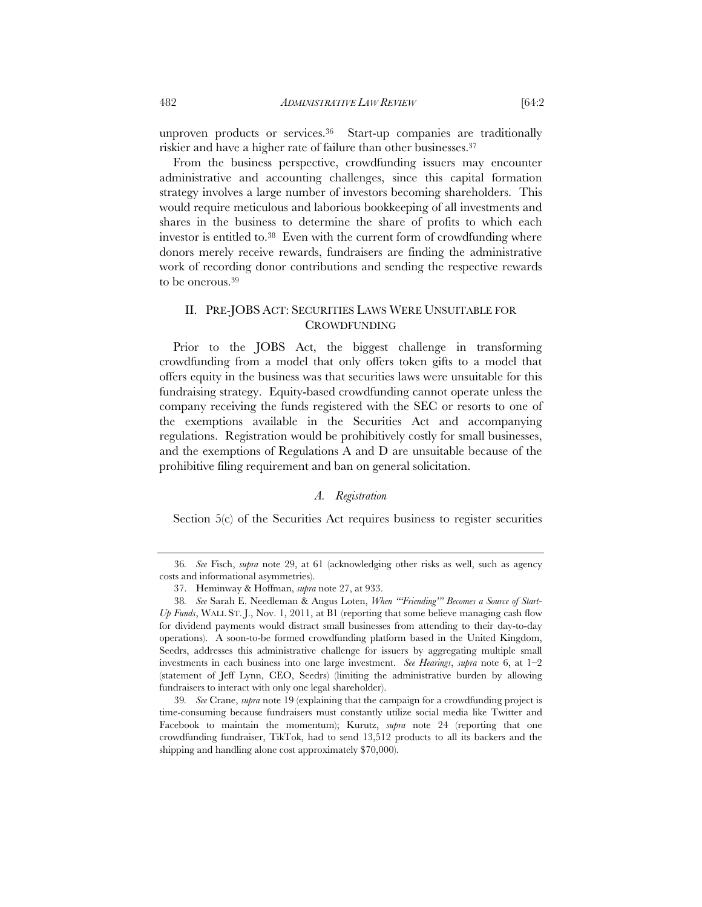unproven products or services.[36] Start-up companies are traditionally riskier and have a higher rate of failure than other businesses.[37]

From the business perspective, crowdfunding issuers may encounter administrative and accounting challenges, since this capital formation strategy involves a large number of investors becoming shareholders. This would require meticulous and laborious bookkeeping of all investments and shares in the business to determine the share of profits to which each investor is entitled to.[38] Even with the current form of crowdfunding where donors merely receive rewards, fundraisers are finding the administrative work of recording donor contributions and sending the respective rewards to be onerous.[39]

## II. PRE-JOBS ACT: SECURITIES LAWS WERE UNSUITABLE FOR CROWDFUNDING

Prior to the JOBS Act, the biggest challenge in transforming crowdfunding from a model that only offers token gifts to a model that offers equity in the business was that securities laws were unsuitable for this fundraising strategy. Equity-based crowdfunding cannot operate unless the company receiving the funds registered with the SEC or resorts to one of the exemptions available in the Securities Act and accompanying regulations. Registration would be prohibitively costly for small businesses, and the exemptions of Regulations A and D are unsuitable because of the prohibitive filing requirement and ban on general solicitation.

### *A. Registration*

Section 5(c) of the Securities Act requires business to register securities

---

36. *See* Fisch, *supra* note 29, at 61 (acknowledging other risks as well, such as agency costs and informational asymmetries).

37. Heminway & Hoffman, *supra* note 27, at 933.

38. *See* Sarah E. Needleman & Angus Loten, *When "'Friending'" Becomes a Source of Start-Up Funds*, WALL ST. J., Nov. 1, 2011, at B1 (reporting that some believe managing cash flow for dividend payments would distract small businesses from attending to their day-to-day operations). A soon-to-be formed crowdfunding platform based in the United Kingdom, Seedrs, addresses this administrative challenge for issuers by aggregating multiple small investments in each business into one large investment. *See Hearings*, *supra* note 6, at 1–2 (statement of Jeff Lynn, CEO, Seedrs) (limiting the administrative burden by allowing fundraisers to interact with only one legal shareholder).

39. *See* Crane, *supra* note 19 (explaining that the campaign for a crowdfunding project is time-consuming because fundraisers must constantly utilize social media like Twitter and Facebook to maintain the momentum); Kurutz, *supra* note 24 (reporting that one crowdfunding fundraiser, TikTok, had to send 13,512 products to all its backers and the shipping and handling alone cost approximately $70,000).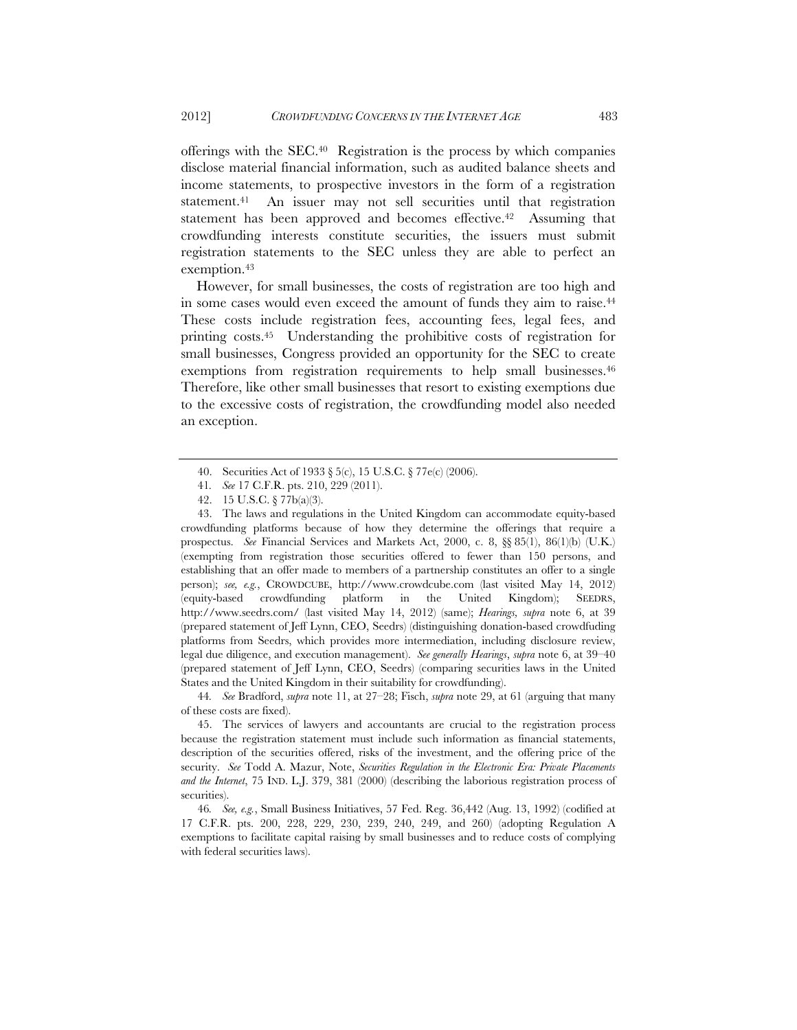offerings with the SEC.[40] Registration is the process by which companies disclose material financial information, such as audited balance sheets and income statements, to prospective investors in the form of a registration statement.[41] An issuer may not sell securities until that registration statement has been approved and becomes effective.[42] Assuming that crowdfunding interests constitute securities, the issuers must submit registration statements to the SEC unless they are able to perfect an exemption.[43]

However, for small businesses, the costs of registration are too high and in some cases would even exceed the amount of funds they aim to raise.[44] These costs include registration fees, accounting fees, legal fees, and printing costs.[45] Understanding the prohibitive costs of registration for small businesses, Congress provided an opportunity for the SEC to create exemptions from registration requirements to help small businesses.[46] Therefore, like other small businesses that resort to existing exemptions due to the excessive costs of registration, the crowdfunding model also needed an exception.

---

40. Securities Act of 1933 § 5(c), 15 U.S.C. § 77e(c) (2006).

41. *See* 17 C.F.R. pts. 210, 229 (2011).

42. 15 U.S.C. § 77b(a)(3).

43. The laws and regulations in the United Kingdom can accommodate equity-based crowdfunding platforms because of how they determine the offerings that require a prospectus. *See* Financial Services and Markets Act, 2000, c. 8, §§ 85(1), 86(1)(b) (U.K.) (exempting from registration those securities offered to fewer than 150 persons, and establishing that an offer made to members of a partnership constitutes an offer to a single person); *see, e.g.*, CROWDCUBE, http://www.crowdcube.com (last visited May 14, 2012) (equity-based crowdfunding platform in the United Kingdom); SEEDRS, http://www.seedrs.com/ (last visited May 14, 2012) (same); *Hearings*, *supra* note 6, at 39 (prepared statement of Jeff Lynn, CEO, Seedrs) (distinguishing donation-based crowdfuding platforms from Seedrs, which provides more intermediation, including disclosure review, legal due diligence, and execution management). *See generally Hearings*, *supra* note 6, at 39–40 (prepared statement of Jeff Lynn, CEO, Seedrs) (comparing securities laws in the United States and the United Kingdom in their suitability for crowdfunding).

44. *See* Bradford, *supra* note 11, at 27–28; Fisch, *supra* note 29, at 61 (arguing that many of these costs are fixed).

45. The services of lawyers and accountants are crucial to the registration process because the registration statement must include such information as financial statements, description of the securities offered, risks of the investment, and the offering price of the security. *See* Todd A. Mazur, Note, *Securities Regulation in the Electronic Era: Private Placements and the Internet*, 75 IND. L.J. 379, 381 (2000) (describing the laborious registration process of securities).

46. *See, e.g.*, Small Business Initiatives, 57 Fed. Reg. 36,442 (Aug. 13, 1992) (codified at 17 C.F.R. pts. 200, 228, 229, 230, 239, 240, 249, and 260) (adopting Regulation A exemptions to facilitate capital raising by small businesses and to reduce costs of complying with federal securities laws).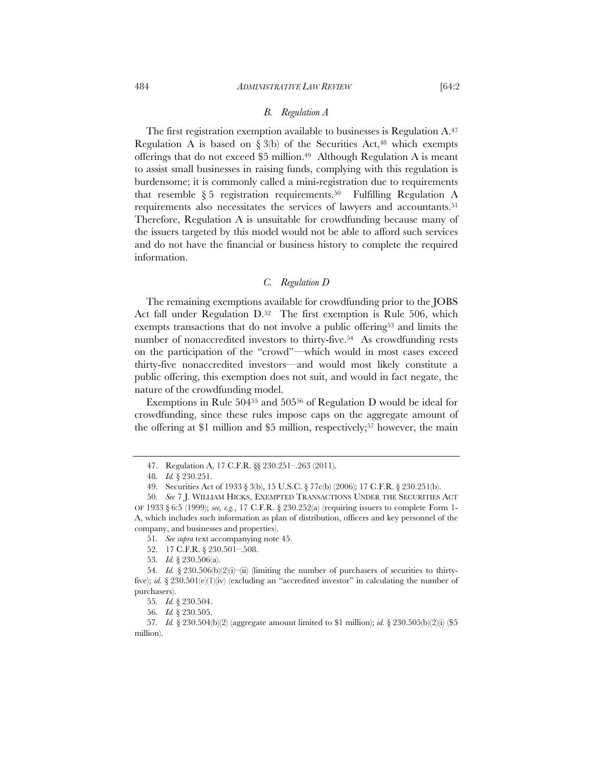### *B. Regulation A*

The first registration exemption available to businesses is Regulation A.[47] Regulation A is based on § 3(b) of the Securities Act,[48] which exempts offerings that do not exceed $5 million.[49] Although Regulation A is meant to assist small businesses in raising funds, complying with this regulation is burdensome; it is commonly called a mini-registration due to requirements that resemble § 5 registration requirements.[50] Fulfilling Regulation A requirements also necessitates the services of lawyers and accountants.[51] Therefore, Regulation A is unsuitable for crowdfunding because many of the issuers targeted by this model would not be able to afford such services and do not have the financial or business history to complete the required information.

### *C. Regulation D*

The remaining exemptions available for crowdfunding prior to the JOBS Act fall under Regulation D.[52] The first exemption is Rule 506, which exempts transactions that do not involve a public offering[53] and limits the number of nonaccredited investors to thirty-five.[54] As crowdfunding rests on the participation of the "crowd"—which would in most cases exceed thirty-five nonaccredited investors—and would most likely constitute a public offering, this exemption does not suit, and would in fact negate, the nature of the crowdfunding model.

Exemptions in Rule 504[55] and 505[56] of Regulation D would be ideal for crowdfunding, since these rules impose caps on the aggregate amount of the offering at $1 million and $5 million, respectively;[57] however, the main

---

47. Regulation A, 17 C.F.R. §§ 230.251–.263 (2011).

48. *Id.* § 230.251.

49. Securities Act of 1933 § 3(b), 15 U.S.C. § 77c(b) (2006); 17 C.F.R. § 230.251(b).

50. *See* 7 J. WILLIAM HICKS, EXEMPTED TRANSACTIONS UNDER THE SECURITIES ACT OF 1933 § 6:5 (1999); *see, e.g.*, 17 C.F.R. § 230.252(a) (requiring issuers to complete Form 1-A, which includes such information as plan of distribution, officers and key personnel of the company, and businesses and properties).

51. *See supra* text accompanying note 45.

52. 17 C.F.R. § 230.501–.508.

53. *Id.* § 230.506(a).

54. *Id.* § 230.506(b)(2)(i)–(ii) (limiting the number of purchasers of securities to thirty-five); *id.* § 230.501(e)(1)(iv) (excluding an "accredited investor" in calculating the number of purchasers).

55. *Id.* § 230.504.

56. *Id.* § 230.505.

57. *Id.* § 230.504(b)(2) (aggregate amount limited to $1 million); *id.* § 230.505(b)(2)(i) ($5 million).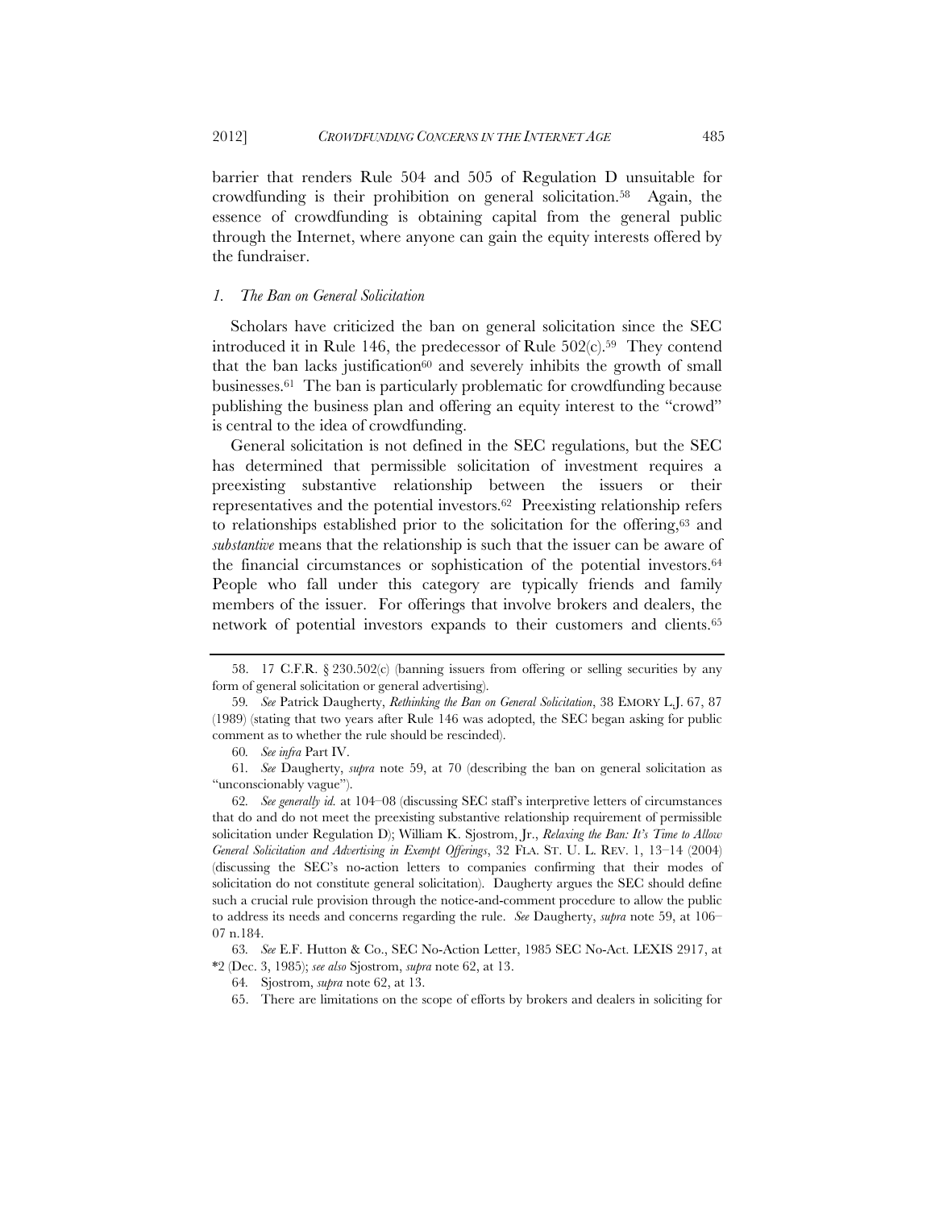barrier that renders Rule 504 and 505 of Regulation D unsuitable for crowdfunding is their prohibition on general solicitation.[58] Again, the essence of crowdfunding is obtaining capital from the general public through the Internet, where anyone can gain the equity interests offered by the fundraiser.

### *1. The Ban on General Solicitation*

Scholars have criticized the ban on general solicitation since the SEC introduced it in Rule 146, the predecessor of Rule 502(c).[59] They contend that the ban lacks justification[60] and severely inhibits the growth of small businesses.[61] The ban is particularly problematic for crowdfunding because publishing the business plan and offering an equity interest to the "crowd" is central to the idea of crowdfunding.

General solicitation is not defined in the SEC regulations, but the SEC has determined that permissible solicitation of investment requires a preexisting substantive relationship between the issuers or their representatives and the potential investors.[62] Preexisting relationship refers to relationships established prior to the solicitation for the offering,[63] and *substantive* means that the relationship is such that the issuer can be aware of the financial circumstances or sophistication of the potential investors.[64] People who fall under this category are typically friends and family members of the issuer. For offerings that involve brokers and dealers, the network of potential investors expands to their customers and clients.[65]

---

58. 17 C.F.R. § 230.502(c) (banning issuers from offering or selling securities by any form of general solicitation or general advertising).

59. *See* Patrick Daugherty, *Rethinking the Ban on General Solicitation*, 38 EMORY L.J. 67, 87 (1989) (stating that two years after Rule 146 was adopted, the SEC began asking for public comment as to whether the rule should be rescinded).

60. *See infra* Part IV.

61. *See* Daugherty, *supra* note 59, at 70 (describing the ban on general solicitation as "unconscionably vague").

62. *See generally id.* at 104–08 (discussing SEC staff's interpretive letters of circumstances that do and do not meet the preexisting substantive relationship requirement of permissible solicitation under Regulation D); William K. Sjostrom, Jr., *Relaxing the Ban: It's Time to Allow General Solicitation and Advertising in Exempt Offerings*, 32 FLA. ST. U. L. REV. 1, 13–14 (2004) (discussing the SEC's no-action letters to companies confirming that their modes of solicitation do not constitute general solicitation). Daugherty argues the SEC should define such a crucial rule provision through the notice-and-comment procedure to allow the public to address its needs and concerns regarding the rule. *See* Daugherty, *supra* note 59, at 106–07 n.184.

63. *See* E.F. Hutton & Co., SEC No-Action Letter, 1985 SEC No-Act. LEXIS 2917, at *2 (Dec. 3, 1985); *see also* Sjostrom, *supra* note 62, at 13.

64. Sjostrom, *supra* note 62, at 13.

65. There are limitations on the scope of efforts by brokers and dealers in soliciting for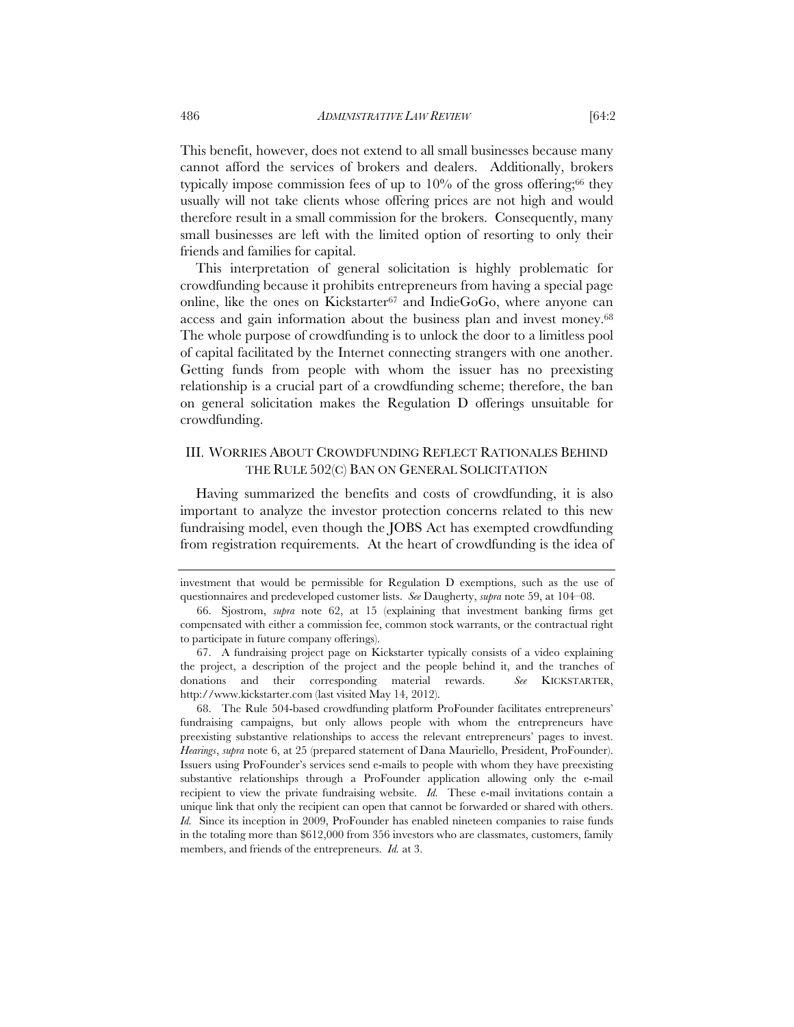This benefit, however, does not extend to all small businesses because many cannot afford the services of brokers and dealers. Additionally, brokers typically impose commission fees of up to 10% of the gross offering;[66] they usually will not take clients whose offering prices are not high and would therefore result in a small commission for the brokers. Consequently, many small businesses are left with the limited option of resorting to only their friends and families for capital.

This interpretation of general solicitation is highly problematic for crowdfunding because it prohibits entrepreneurs from having a special page online, like the ones on Kickstarter[67] and IndieGoGo, where anyone can access and gain information about the business plan and invest money.[68] The whole purpose of crowdfunding is to unlock the door to a limitless pool of capital facilitated by the Internet connecting strangers with one another. Getting funds from people with whom the issuer has no preexisting relationship is a crucial part of a crowdfunding scheme; therefore, the ban on general solicitation makes the Regulation D offerings unsuitable for crowdfunding.

## III. WORRIES ABOUT CROWDFUNDING REFLECT RATIONALES BEHIND THE RULE 502(C) BAN ON GENERAL SOLICITATION

Having summarized the benefits and costs of crowdfunding, it is also important to analyze the investor protection concerns related to this new fundraising model, even though the JOBS Act has exempted crowdfunding from registration requirements. At the heart of crowdfunding is the idea of

---

investment that would be permissible for Regulation D exemptions, such as the use of questionnaires and predeveloped customer lists. *See* Daugherty, *supra* note 59, at 104–08.

66. Sjostrom, *supra* note 62, at 15 (explaining that investment banking firms get compensated with either a commission fee, common stock warrants, or the contractual right to participate in future company offerings).

67. A fundraising project page on Kickstarter typically consists of a video explaining the project, a description of the project and the people behind it, and the tranches of donations and their corresponding material rewards. *See* KICKSTARTER, http://www.kickstarter.com (last visited May 14, 2012).

68. The Rule 504-based crowdfunding platform ProFounder facilitates entrepreneurs' fundraising campaigns, but only allows people with whom the entrepreneurs have preexisting substantive relationships to access the relevant entrepreneurs' pages to invest. *Hearings*, *supra* note 6, at 25 (prepared statement of Dana Mauriello, President, ProFounder). Issuers using ProFounder's services send e-mails to people with whom they have preexisting substantive relationships through a ProFounder application allowing only the e-mail recipient to view the private fundraising website. *Id.* These e-mail invitations contain a unique link that only the recipient can open that cannot be forwarded or shared with others. *Id.* Since its inception in 2009, ProFounder has enabled nineteen companies to raise funds in the totaling more than $612,000 from 356 investors who are classmates, customers, family members, and friends of the entrepreneurs. *Id.* at 3.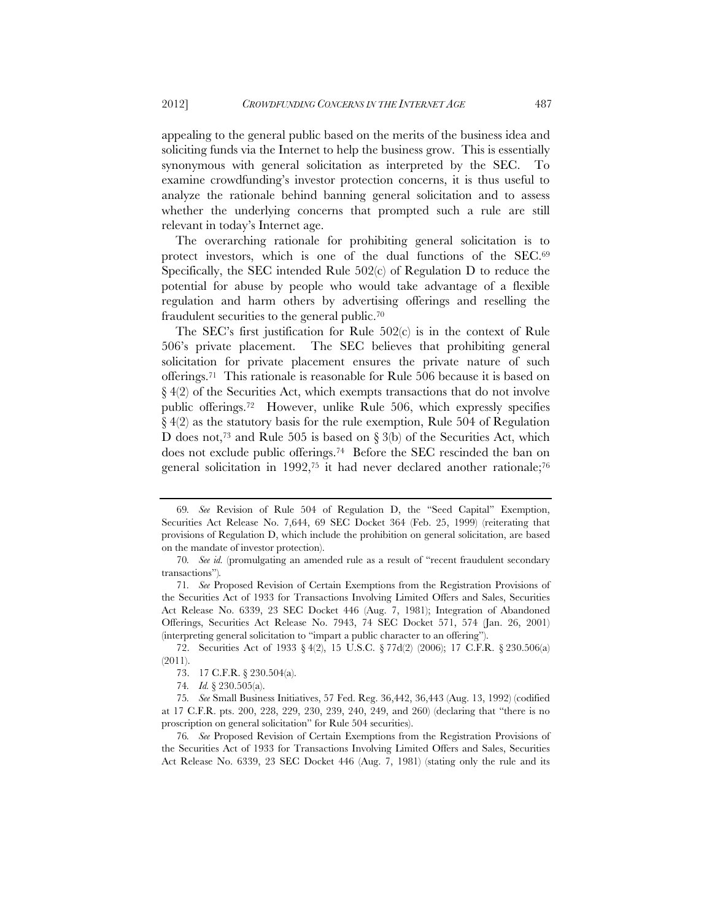appealing to the general public based on the merits of the business idea and soliciting funds via the Internet to help the business grow. This is essentially synonymous with general solicitation as interpreted by the SEC. To examine crowdfunding's investor protection concerns, it is thus useful to analyze the rationale behind banning general solicitation and to assess whether the underlying concerns that prompted such a rule are still relevant in today's Internet age.

The overarching rationale for prohibiting general solicitation is to protect investors, which is one of the dual functions of the SEC.[69] Specifically, the SEC intended Rule 502(c) of Regulation D to reduce the potential for abuse by people who would take advantage of a flexible regulation and harm others by advertising offerings and reselling the fraudulent securities to the general public.[70]

The SEC's first justification for Rule 502(c) is in the context of Rule 506's private placement. The SEC believes that prohibiting general solicitation for private placement ensures the private nature of such offerings.[71] This rationale is reasonable for Rule 506 because it is based on § 4(2) of the Securities Act, which exempts transactions that do not involve public offerings.[72] However, unlike Rule 506, which expressly specifies § 4(2) as the statutory basis for the rule exemption, Rule 504 of Regulation D does not,[73] and Rule 505 is based on § 3(b) of the Securities Act, which does not exclude public offerings.[74] Before the SEC rescinded the ban on general solicitation in 1992,[75] it had never declared another rationale;[76]

---

69. *See* Revision of Rule 504 of Regulation D, the "Seed Capital" Exemption, Securities Act Release No. 7,644, 69 SEC Docket 364 (Feb. 25, 1999) (reiterating that provisions of Regulation D, which include the prohibition on general solicitation, are based on the mandate of investor protection).

70. *See id.* (promulgating an amended rule as a result of "recent fraudulent secondary transactions").

71. *See* Proposed Revision of Certain Exemptions from the Registration Provisions of the Securities Act of 1933 for Transactions Involving Limited Offers and Sales, Securities Act Release No. 6339, 23 SEC Docket 446 (Aug. 7, 1981); Integration of Abandoned Offerings, Securities Act Release No. 7943, 74 SEC Docket 571, 574 (Jan. 26, 2001) (interpreting general solicitation to "impart a public character to an offering").

72. Securities Act of 1933 § 4(2), 15 U.S.C. § 77d(2) (2006); 17 C.F.R. § 230.506(a) (2011).

73. 17 C.F.R. § 230.504(a).

74. *Id.* § 230.505(a).

75. *See* Small Business Initiatives, 57 Fed. Reg. 36,442, 36,443 (Aug. 13, 1992) (codified at 17 C.F.R. pts. 200, 228, 229, 230, 239, 240, 249, and 260) (declaring that "there is no proscription on general solicitation" for Rule 504 securities).

76. *See* Proposed Revision of Certain Exemptions from the Registration Provisions of the Securities Act of 1933 for Transactions Involving Limited Offers and Sales, Securities Act Release No. 6339, 23 SEC Docket 446 (Aug. 7, 1981) (stating only the rule and its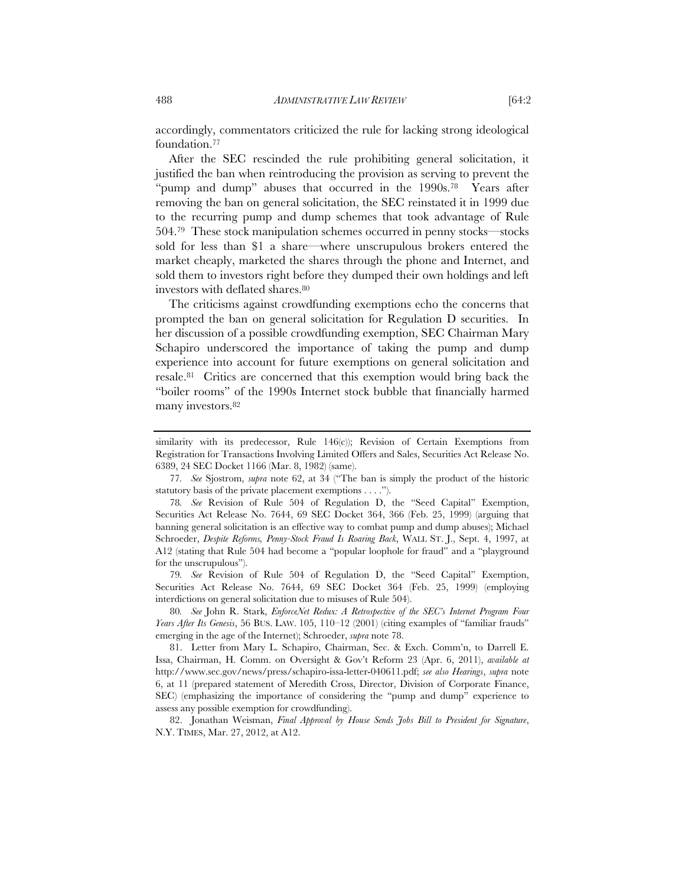accordingly, commentators criticized the rule for lacking strong ideological foundation.[77]

After the SEC rescinded the rule prohibiting general solicitation, it justified the ban when reintroducing the provision as serving to prevent the "pump and dump" abuses that occurred in the 1990s.[78] Years after removing the ban on general solicitation, the SEC reinstated it in 1999 due to the recurring pump and dump schemes that took advantage of Rule 504.[79] These stock manipulation schemes occurred in penny stocks—stocks sold for less than $1 a share—where unscrupulous brokers entered the market cheaply, marketed the shares through the phone and Internet, and sold them to investors right before they dumped their own holdings and left investors with deflated shares.[80]

The criticisms against crowdfunding exemptions echo the concerns that prompted the ban on general solicitation for Regulation D securities. In her discussion of a possible crowdfunding exemption, SEC Chairman Mary Schapiro underscored the importance of taking the pump and dump experience into account for future exemptions on general solicitation and resale.[81] Critics are concerned that this exemption would bring back the "boiler rooms" of the 1990s Internet stock bubble that financially harmed many investors.[82]

---

similarity with its predecessor, Rule 146(c)); Revision of Certain Exemptions from Registration for Transactions Involving Limited Offers and Sales, Securities Act Release No. 6389, 24 SEC Docket 1166 (Mar. 8, 1982) (same).

77. *See* Sjostrom, *supra* note 62, at 34 ("The ban is simply the product of the historic statutory basis of the private placement exemptions . . . .").

78. *See* Revision of Rule 504 of Regulation D, the "Seed Capital" Exemption, Securities Act Release No. 7644, 69 SEC Docket 364, 366 (Feb. 25, 1999) (arguing that banning general solicitation is an effective way to combat pump and dump abuses); Michael Schroeder, *Despite Reforms, Penny-Stock Fraud Is Roaring Back*, WALL ST. J., Sept. 4, 1997, at A12 (stating that Rule 504 had become a "popular loophole for fraud" and a "playground for the unscrupulous").

79. *See* Revision of Rule 504 of Regulation D, the "Seed Capital" Exemption, Securities Act Release No. 7644, 69 SEC Docket 364 (Feb. 25, 1999) (employing interdictions on general solicitation due to misuses of Rule 504).

80. *See* John R. Stark, *EnforceNet Redux: A Retrospective of the SEC's Internet Program Four Years After Its Genesis*, 56 BUS. LAW. 105, 110–12 (2001) (citing examples of "familiar frauds" emerging in the age of the Internet); Schroeder, *supra* note 78.

81. Letter from Mary L. Schapiro, Chairman, Sec. & Exch. Comm'n, to Darrell E. Issa, Chairman, H. Comm. on Oversight & Gov't Reform 23 (Apr. 6, 2011), *available at* http://www.sec.gov/news/press/schapiro-issa-letter-040611.pdf; *see also Hearings*, *supra* note 6, at 11 (prepared statement of Meredith Cross, Director, Division of Corporate Finance, SEC) (emphasizing the importance of considering the "pump and dump" experience to assess any possible exemption for crowdfunding).

82. Jonathan Weisman, *Final Approval by House Sends Jobs Bill to President for Signature*, N.Y. TIMES, Mar. 27, 2012, at A12.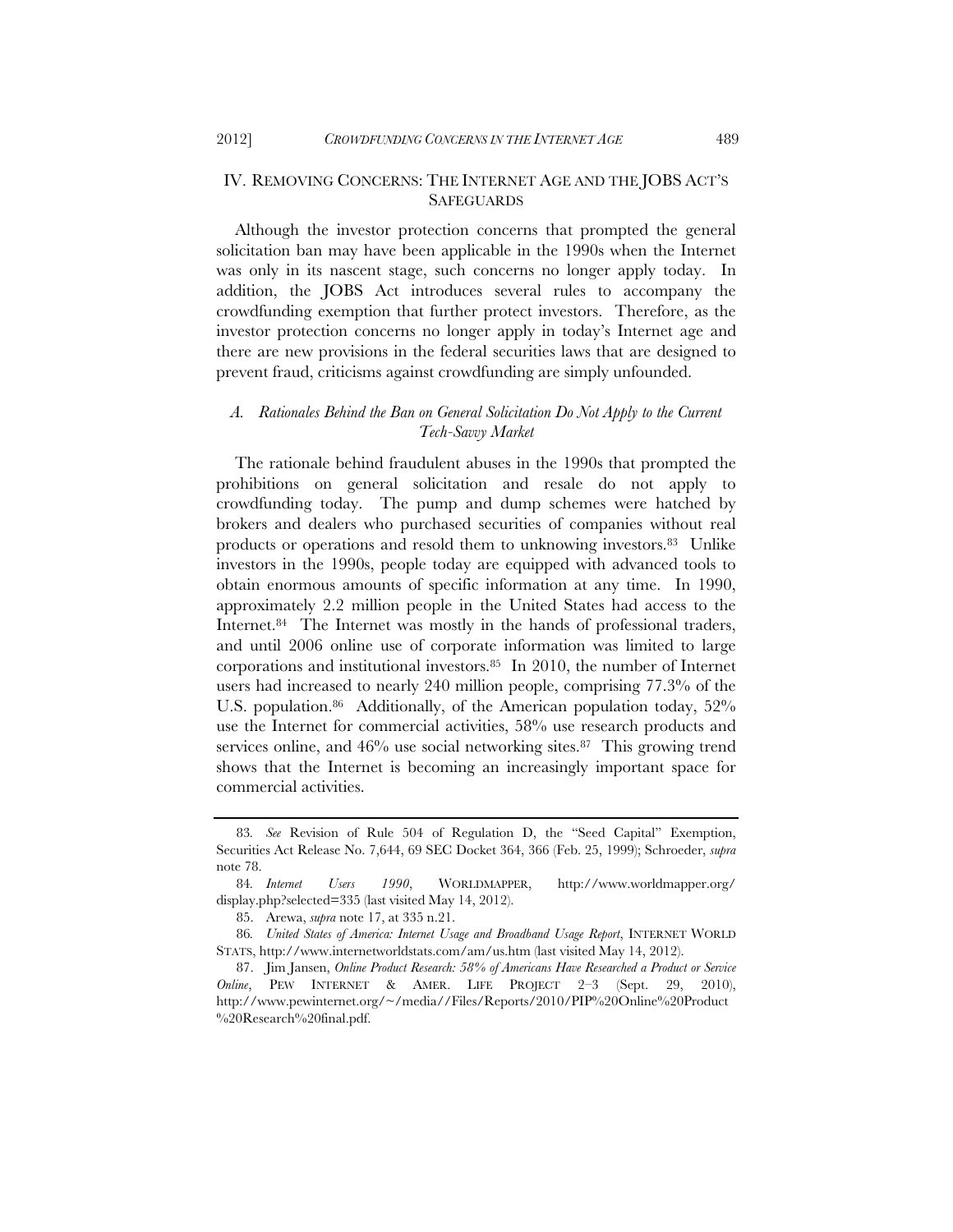## IV. Removing Concerns: The Internet Age and the JOBS Act's Safeguards

Although the investor protection concerns that prompted the general solicitation ban may have been applicable in the 1990s when the Internet was only in its nascent stage, such concerns no longer apply today. In addition, the JOBS Act introduces several rules to accompany the crowdfunding exemption that further protect investors. Therefore, as the investor protection concerns no longer apply in today's Internet age and there are new provisions in the federal securities laws that are designed to prevent fraud, criticisms against crowdfunding are simply unfounded.

### *A. Rationales Behind the Ban on General Solicitation Do Not Apply to the Current Tech-Savvy Market*

The rationale behind fraudulent abuses in the 1990s that prompted the prohibitions on general solicitation and resale do not apply to crowdfunding today. The pump and dump schemes were hatched by brokers and dealers who purchased securities of companies without real products or operations and resold them to unknowing investors.[83] Unlike investors in the 1990s, people today are equipped with advanced tools to obtain enormous amounts of specific information at any time. In 1990, approximately 2.2 million people in the United States had access to the Internet.[84] The Internet was mostly in the hands of professional traders, and until 2006 online use of corporate information was limited to large corporations and institutional investors.[85] In 2010, the number of Internet users had increased to nearly 240 million people, comprising 77.3% of the U.S. population.[86] Additionally, of the American population today, 52% use the Internet for commercial activities, 58% use research products and services online, and 46% use social networking sites.[87] This growing trend shows that the Internet is becoming an increasingly important space for commercial activities.

---

83. *See* Revision of Rule 504 of Regulation D, the "Seed Capital" Exemption, Securities Act Release No. 7,644, 69 SEC Docket 364, 366 (Feb. 25, 1999); Schroeder, *supra* note 78.

84. *Internet Users 1990*, WORLDMAPPER, http://www.worldmapper.org/display.php?selected=335 (last visited May 14, 2012).

85. Arewa, *supra* note 17, at 335 n.21.

86. *United States of America: Internet Usage and Broadband Usage Report*, INTERNET WORLD STATS, http://www.internetworldstats.com/am/us.htm (last visited May 14, 2012).

87. Jim Jansen, *Online Product Research: 58% of Americans Have Researched a Product or Service Online*, PEW INTERNET & AMER. LIFE PROJECT 2–3 (Sept. 29, 2010), http://www.pewinternet.org/~/media//Files/Reports/2010/PIP%20Online%20Product%20Research%20final.pdf.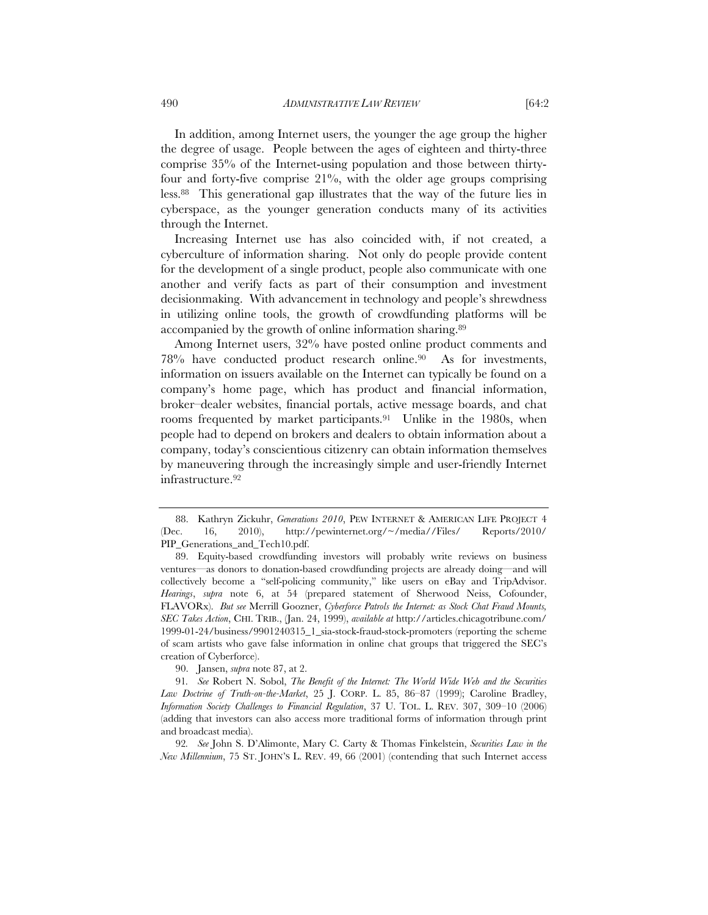In addition, among Internet users, the younger the age group the higher the degree of usage. People between the ages of eighteen and thirty-three comprise 35% of the Internet-using population and those between thirty-four and forty-five comprise 21%, with the older age groups comprising less.[88] This generational gap illustrates that the way of the future lies in cyberspace, as the younger generation conducts many of its activities through the Internet.

Increasing Internet use has also coincided with, if not created, a cyberculture of information sharing. Not only do people provide content for the development of a single product, people also communicate with one another and verify facts as part of their consumption and investment decisionmaking. With advancement in technology and people's shrewdness in utilizing online tools, the growth of crowdfunding platforms will be accompanied by the growth of online information sharing.[89]

Among Internet users, 32% have posted online product comments and 78% have conducted product research online.[90] As for investments, information on issuers available on the Internet can typically be found on a company's home page, which has product and financial information, broker–dealer websites, financial portals, active message boards, and chat rooms frequented by market participants.[91] Unlike in the 1980s, when people had to depend on brokers and dealers to obtain information about a company, today's conscientious citizenry can obtain information themselves by maneuvering through the increasingly simple and user-friendly Internet infrastructure.[92]

---

88. Kathryn Zickuhr, *Generations 2010*, PEW INTERNET & AMERICAN LIFE PROJECT 4 (Dec. 16, 2010), http://pewinternet.org/~/media//Files/ Reports/2010/ PIP_Generations_and_Tech10.pdf.

89. Equity-based crowdfunding investors will probably write reviews on business ventures—as donors to donation-based crowdfunding projects are already doing—and will collectively become a "self-policing community," like users on eBay and TripAdvisor. *Hearings*, *supra* note 6, at 54 (prepared statement of Sherwood Neiss, Cofounder, FLAVORx). *But see* Merrill Goozner, *Cyberforce Patrols the Internet: as Stock Chat Fraud Mounts, SEC Takes Action*, CHI. TRIB., (Jan. 24, 1999), *available at* http://articles.chicagotribune.com/ 1999-01-24/business/9901240315_1_sia-stock-fraud-stock-promoters (reporting the scheme of scam artists who gave false information in online chat groups that triggered the SEC's creation of Cyberforce).

90. Jansen, *supra* note 87, at 2.

91. *See* Robert N. Sobol, *The Benefit of the Internet: The World Wide Web and the Securities Law Doctrine of Truth-on-the-Market*, 25 J. CORP. L. 85, 86–87 (1999); Caroline Bradley, *Information Society Challenges to Financial Regulation*, 37 U. TOL. L. REV. 307, 309–10 (2006) (adding that investors can also access more traditional forms of information through print and broadcast media).

92. *See* John S. D'Alimonte, Mary C. Carty & Thomas Finkelstein, *Securities Law in the New Millennium*, 75 ST. JOHN'S L. REV. 49, 66 (2001) (contending that such Internet access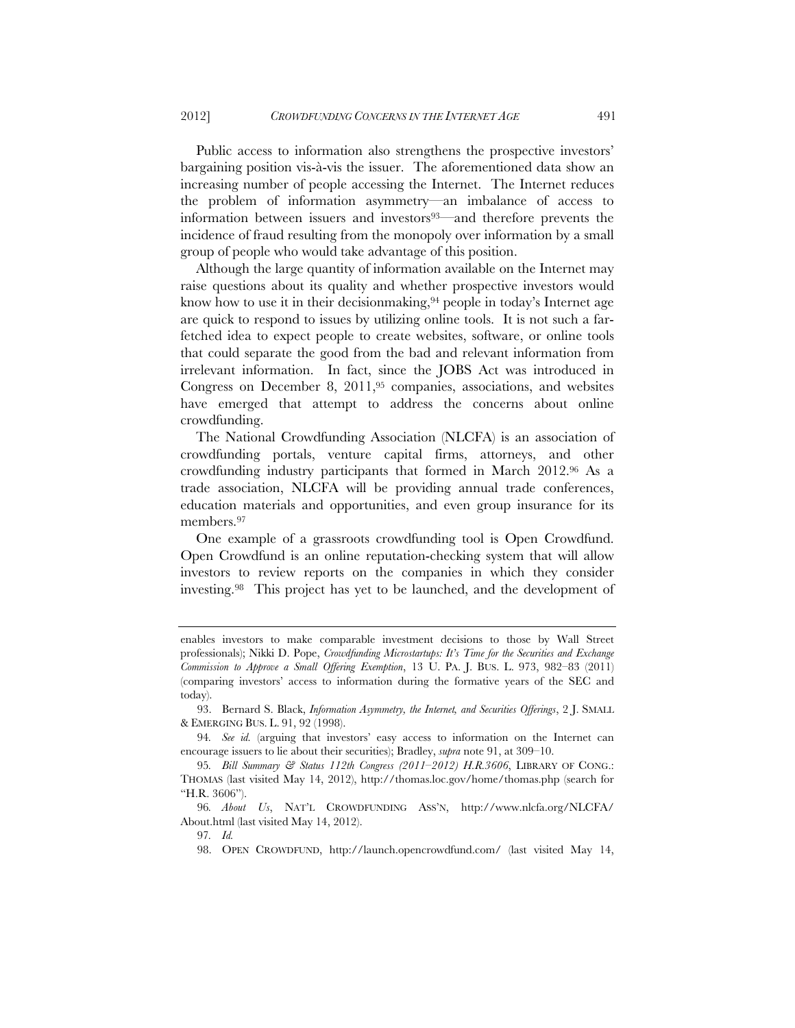Public access to information also strengthens the prospective investors' bargaining position vis-à-vis the issuer. The aforementioned data show an increasing number of people accessing the Internet. The Internet reduces the problem of information asymmetry—an imbalance of access to information between issuers and investors[93]—and therefore prevents the incidence of fraud resulting from the monopoly over information by a small group of people who would take advantage of this position.

Although the large quantity of information available on the Internet may raise questions about its quality and whether prospective investors would know how to use it in their decisionmaking,[94] people in today's Internet age are quick to respond to issues by utilizing online tools. It is not such a far-fetched idea to expect people to create websites, software, or online tools that could separate the good from the bad and relevant information from irrelevant information. In fact, since the JOBS Act was introduced in Congress on December 8, 2011,[95] companies, associations, and websites have emerged that attempt to address the concerns about online crowdfunding.

The National Crowdfunding Association (NLCFA) is an association of crowdfunding portals, venture capital firms, attorneys, and other crowdfunding industry participants that formed in March 2012.[96] As a trade association, NLCFA will be providing annual trade conferences, education materials and opportunities, and even group insurance for its members.[97]

One example of a grassroots crowdfunding tool is Open Crowdfund. Open Crowdfund is an online reputation-checking system that will allow investors to review reports on the companies in which they consider investing.[98] This project has yet to be launched, and the development of

---

enables investors to make comparable investment decisions to those by Wall Street professionals); Nikki D. Pope, *Crowdfunding Microstartups: It's Time for the Securities and Exchange Commission to Approve a Small Offering Exemption*, 13 U. PA. J. BUS. L. 973, 982–83 (2011) (comparing investors' access to information during the formative years of the SEC and today).

93. Bernard S. Black, *Information Asymmetry, the Internet, and Securities Offerings*, 2 J. SMALL & EMERGING BUS. L. 91, 92 (1998).

94. *See id.* (arguing that investors' easy access to information on the Internet can encourage issuers to lie about their securities); Bradley, *supra* note 91, at 309–10.

95. *Bill Summary & Status 112th Congress (2011–2012) H.R.3606*, LIBRARY OF CONG.: THOMAS (last visited May 14, 2012), http://thomas.loc.gov/home/thomas.php (search for "H.R. 3606").

96. *About Us*, NAT'L CROWDFUNDING ASS'N, http://www.nlcfa.org/NLCFA/About.html (last visited May 14, 2012).

97. *Id.*

98. OPEN CROWDFUND, http://launch.opencrowdfund.com/ (last visited May 14,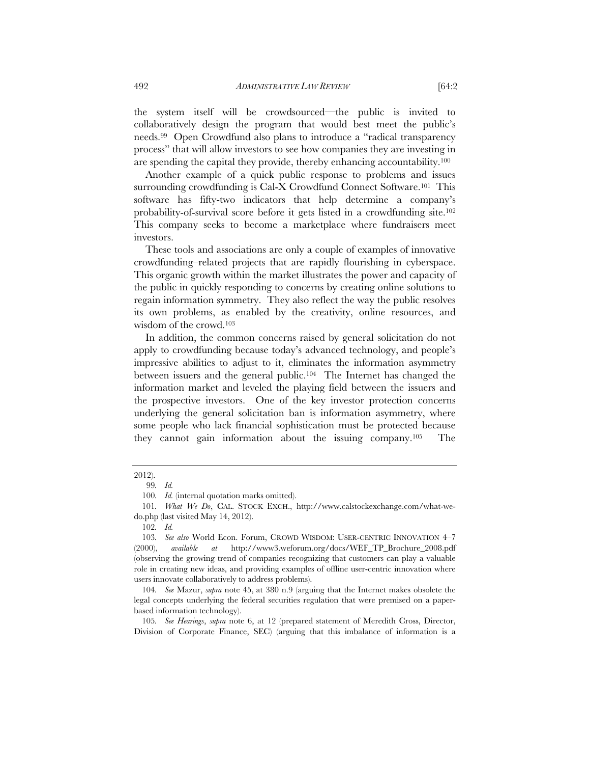the system itself will be crowdsourced—the public is invited to collaboratively design the program that would best meet the public's needs.[99] Open Crowdfund also plans to introduce a "radical transparency process" that will allow investors to see how companies they are investing in are spending the capital they provide, thereby enhancing accountability.[100]

Another example of a quick public response to problems and issues surrounding crowdfunding is Cal-X Crowdfund Connect Software.[101] This software has fifty-two indicators that help determine a company's probability-of-survival score before it gets listed in a crowdfunding site.[102] This company seeks to become a marketplace where fundraisers meet investors.

These tools and associations are only a couple of examples of innovative crowdfunding–related projects that are rapidly flourishing in cyberspace. This organic growth within the market illustrates the power and capacity of the public in quickly responding to concerns by creating online solutions to regain information symmetry. They also reflect the way the public resolves its own problems, as enabled by the creativity, online resources, and wisdom of the crowd.[103]

In addition, the common concerns raised by general solicitation do not apply to crowdfunding because today's advanced technology, and people's impressive abilities to adjust to it, eliminates the information asymmetry between issuers and the general public.[104] The Internet has changed the information market and leveled the playing field between the issuers and the prospective investors. One of the key investor protection concerns underlying the general solicitation ban is information asymmetry, where some people who lack financial sophistication must be protected because they cannot gain information about the issuing company.[105] The

---

2012).

99. *Id.*

100. *Id.* (internal quotation marks omitted).

101. *What We Do*, CAL. STOCK EXCH., http://www.calstockexchange.com/what-we-do.php (last visited May 14, 2012).

102. *Id.*

103. *See also* World Econ. Forum, CROWD WISDOM: USER-CENTRIC INNOVATION 4–7 (2000), *available at* http://www3.weforum.org/docs/WEF_TP_Brochure_2008.pdf (observing the growing trend of companies recognizing that customers can play a valuable role in creating new ideas, and providing examples of offline user-centric innovation where users innovate collaboratively to address problems).

104. *See* Mazur, *supra* note 45, at 380 n.9 (arguing that the Internet makes obsolete the legal concepts underlying the federal securities regulation that were premised on a paper-based information technology).

105. *See Hearings*, *supra* note 6, at 12 (prepared statement of Meredith Cross, Director, Division of Corporate Finance, SEC) (arguing that this imbalance of information is a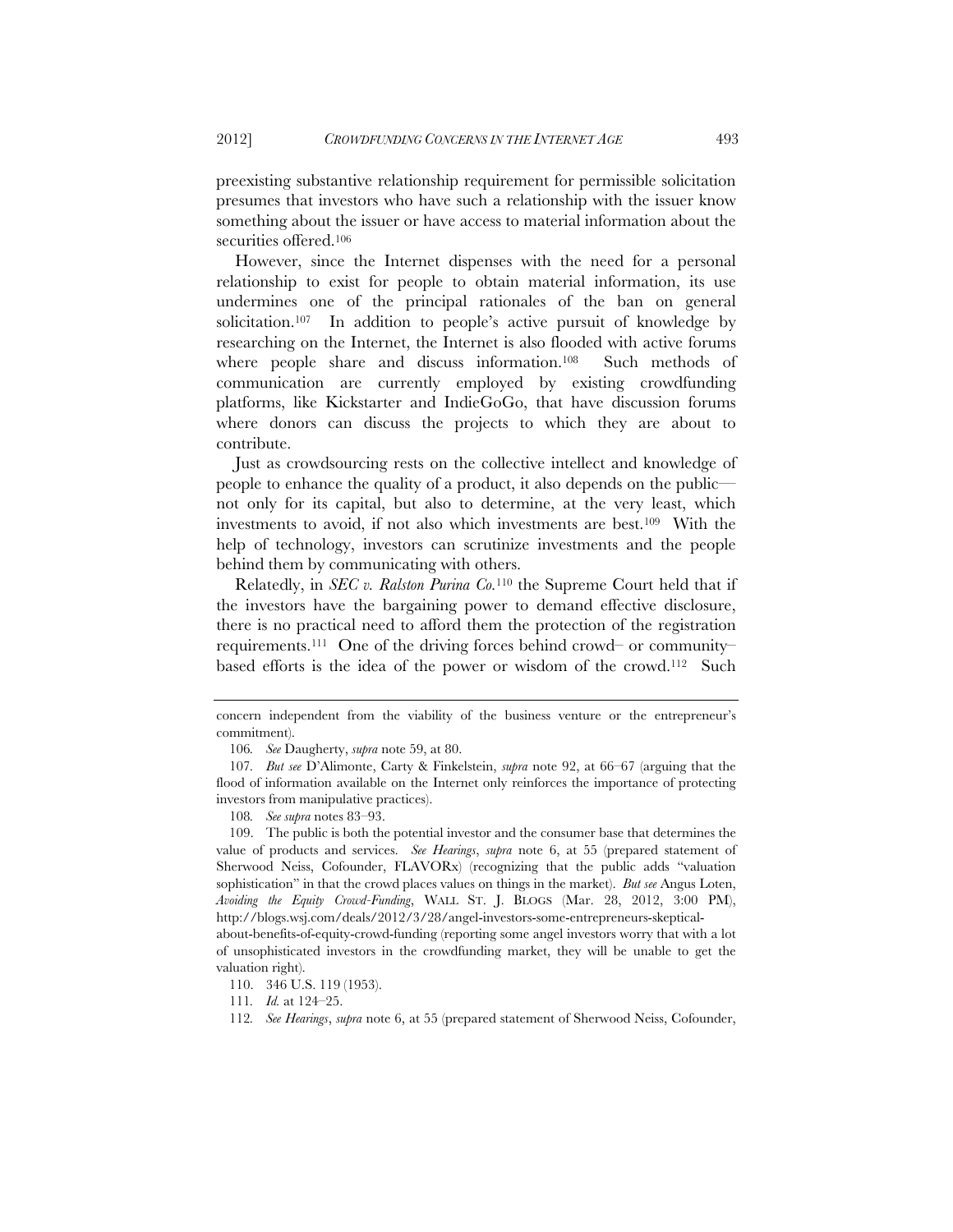preexisting substantive relationship requirement for permissible solicitation presumes that investors who have such a relationship with the issuer know something about the issuer or have access to material information about the securities offered.[106]

However, since the Internet dispenses with the need for a personal relationship to exist for people to obtain material information, its use undermines one of the principal rationales of the ban on general solicitation.[107] In addition to people's active pursuit of knowledge by researching on the Internet, the Internet is also flooded with active forums where people share and discuss information.[108] Such methods of communication are currently employed by existing crowdfunding platforms, like Kickstarter and IndieGoGo, that have discussion forums where donors can discuss the projects to which they are about to contribute.

Just as crowdsourcing rests on the collective intellect and knowledge of people to enhance the quality of a product, it also depends on the public—not only for its capital, but also to determine, at the very least, which investments to avoid, if not also which investments are best.[109] With the help of technology, investors can scrutinize investments and the people behind them by communicating with others.

Relatedly, in *SEC v. Ralston Purina Co.*[110] the Supreme Court held that if the investors have the bargaining power to demand effective disclosure, there is no practical need to afford them the protection of the registration requirements.[111] One of the driving forces behind crowd– or community–based efforts is the idea of the power or wisdom of the crowd.[112] Such

---

concern independent from the viability of the business venture or the entrepreneur's commitment).

106. *See* Daugherty, *supra* note 59, at 80.

107. *But see* D'Alimonte, Carty & Finkelstein, *supra* note 92, at 66–67 (arguing that the flood of information available on the Internet only reinforces the importance of protecting investors from manipulative practices).

108. *See supra* notes 83–93.

109. The public is both the potential investor and the consumer base that determines the value of products and services. *See Hearings*, *supra* note 6, at 55 (prepared statement of Sherwood Neiss, Cofounder, FLAVORx) (recognizing that the public adds "valuation sophistication" in that the crowd places values on things in the market). *But see* Angus Loten, *Avoiding the Equity Crowd-Funding*, WALL ST. J. BLOGS (Mar. 28, 2012, 3:00 PM), http://blogs.wsj.com/deals/2012/3/28/angel-investors-some-entrepreneurs-skeptical-about-benefits-of-equity-crowd-funding (reporting some angel investors worry that with a lot of unsophisticated investors in the crowdfunding market, they will be unable to get the valuation right).

110. 346 U.S. 119 (1953).

111. *Id.* at 124–25.

112. *See Hearings*, *supra* note 6, at 55 (prepared statement of Sherwood Neiss, Cofounder,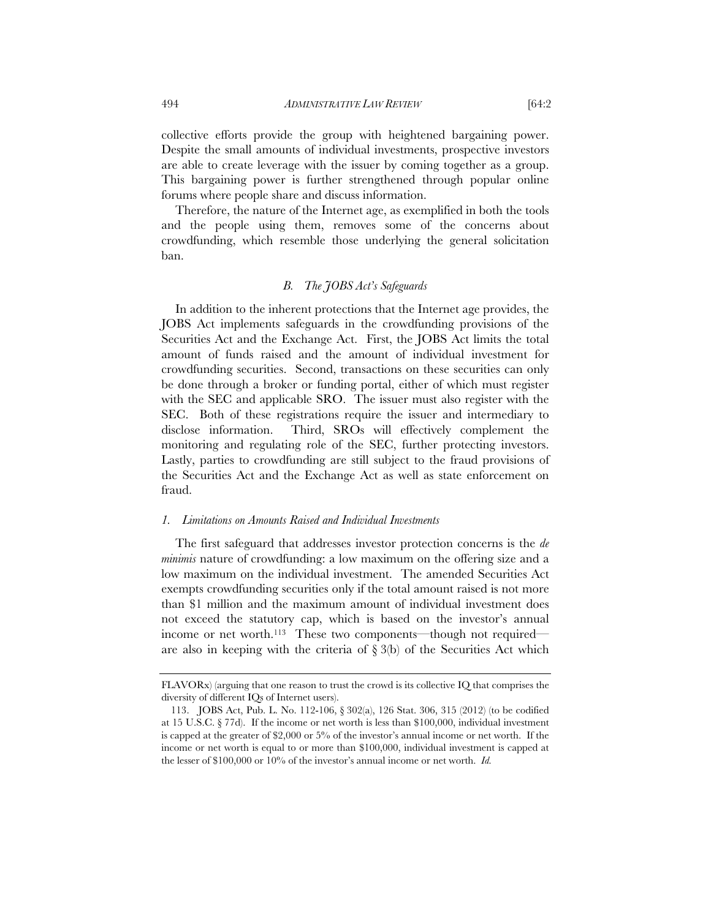collective efforts provide the group with heightened bargaining power. Despite the small amounts of individual investments, prospective investors are able to create leverage with the issuer by coming together as a group. This bargaining power is further strengthened through popular online forums where people share and discuss information.

Therefore, the nature of the Internet age, as exemplified in both the tools and the people using them, removes some of the concerns about crowdfunding, which resemble those underlying the general solicitation ban.

### *B. The JOBS Act's Safeguards*

In addition to the inherent protections that the Internet age provides, the JOBS Act implements safeguards in the crowdfunding provisions of the Securities Act and the Exchange Act. First, the JOBS Act limits the total amount of funds raised and the amount of individual investment for crowdfunding securities. Second, transactions on these securities can only be done through a broker or funding portal, either of which must register with the SEC and applicable SRO. The issuer must also register with the SEC. Both of these registrations require the issuer and intermediary to disclose information. Third, SROs will effectively complement the monitoring and regulating role of the SEC, further protecting investors. Lastly, parties to crowdfunding are still subject to the fraud provisions of the Securities Act and the Exchange Act as well as state enforcement on fraud.

#### *1. Limitations on Amounts Raised and Individual Investments*

The first safeguard that addresses investor protection concerns is the *de minimis* nature of crowdfunding: a low maximum on the offering size and a low maximum on the individual investment. The amended Securities Act exempts crowdfunding securities only if the total amount raised is not more than \$1 million and the maximum amount of individual investment does not exceed the statutory cap, which is based on the investor's annual income or net worth.[113] These two components—though not required—are also in keeping with the criteria of § 3(b) of the Securities Act which

---

FLAVORx) (arguing that one reason to trust the crowd is its collective IQ that comprises the diversity of different IQs of Internet users).

113. JOBS Act, Pub. L. No. 112-106, § 302(a), 126 Stat. 306, 315 (2012) (to be codified at 15 U.S.C. § 77d). If the income or net worth is less than \$100,000, individual investment is capped at the greater of \$2,000 or 5% of the investor's annual income or net worth. If the income or net worth is equal to or more than \$100,000, individual investment is capped at the lesser of \$100,000 or 10% of the investor's annual income or net worth. *Id.*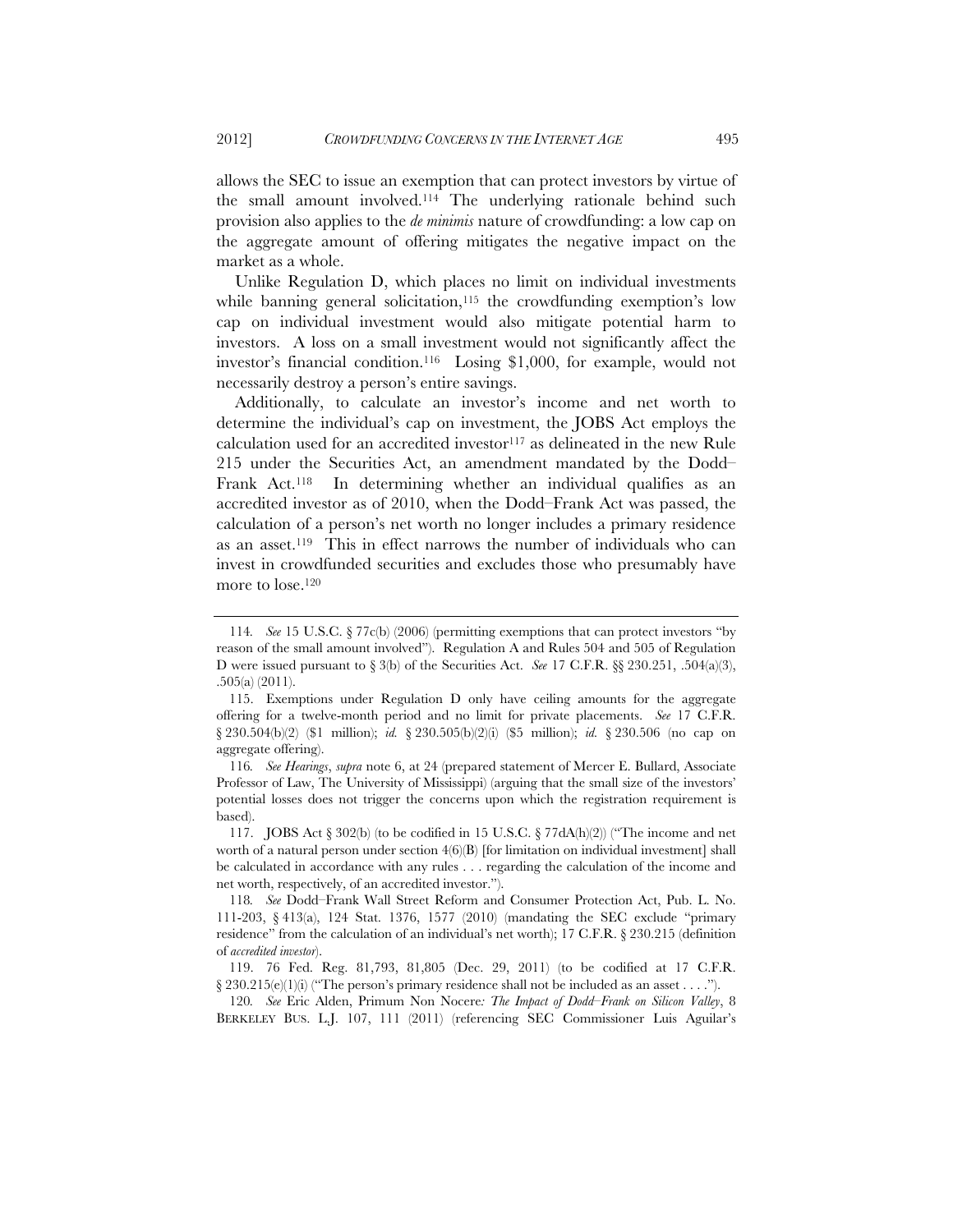allows the SEC to issue an exemption that can protect investors by virtue of the small amount involved.[114] The underlying rationale behind such provision also applies to the *de minimis* nature of crowdfunding: a low cap on the aggregate amount of offering mitigates the negative impact on the market as a whole.

Unlike Regulation D, which places no limit on individual investments while banning general solicitation,[115] the crowdfunding exemption's low cap on individual investment would also mitigate potential harm to investors. A loss on a small investment would not significantly affect the investor's financial condition.[116] Losing $1,000, for example, would not necessarily destroy a person's entire savings.

Additionally, to calculate an investor's income and net worth to determine the individual's cap on investment, the JOBS Act employs the calculation used for an accredited investor[117] as delineated in the new Rule 215 under the Securities Act, an amendment mandated by the Dodd–Frank Act.[118] In determining whether an individual qualifies as an accredited investor as of 2010, when the Dodd–Frank Act was passed, the calculation of a person's net worth no longer includes a primary residence as an asset.[119] This in effect narrows the number of individuals who can invest in crowdfunded securities and excludes those who presumably have more to lose.[120]

---

114. *See* 15 U.S.C. § 77c(b) (2006) (permitting exemptions that can protect investors "by reason of the small amount involved"). Regulation A and Rules 504 and 505 of Regulation D were issued pursuant to § 3(b) of the Securities Act. *See* 17 C.F.R. §§ 230.251, .504(a)(3), .505(a) (2011).

115. Exemptions under Regulation D only have ceiling amounts for the aggregate offering for a twelve-month period and no limit for private placements. *See* 17 C.F.R. § 230.504(b)(2) ($1 million); *id.* § 230.505(b)(2)(i) ($5 million); *id.* § 230.506 (no cap on aggregate offering).

116. *See Hearings*, *supra* note 6, at 24 (prepared statement of Mercer E. Bullard, Associate Professor of Law, The University of Mississippi) (arguing that the small size of the investors' potential losses does not trigger the concerns upon which the registration requirement is based).

117. JOBS Act § 302(b) (to be codified in 15 U.S.C. § 77dA(h)(2)) ("The income and net worth of a natural person under section 4(6)(B) [for limitation on individual investment] shall be calculated in accordance with any rules . . . regarding the calculation of the income and net worth, respectively, of an accredited investor.").

118. *See* Dodd–Frank Wall Street Reform and Consumer Protection Act, Pub. L. No. 111-203, § 413(a), 124 Stat. 1376, 1577 (2010) (mandating the SEC exclude "primary residence" from the calculation of an individual's net worth); 17 C.F.R. § 230.215 (definition of *accredited investor*).

119. 76 Fed. Reg. 81,793, 81,805 (Dec. 29, 2011) (to be codified at 17 C.F.R. § 230.215(e)(1)(i) ("The person's primary residence shall not be included as an asset . . . .").

120. *See* Eric Alden, Primum Non Nocere*: The Impact of Dodd–Frank on Silicon Valley*, 8 BERKELEY BUS. L.J. 107, 111 (2011) (referencing SEC Commissioner Luis Aguilar's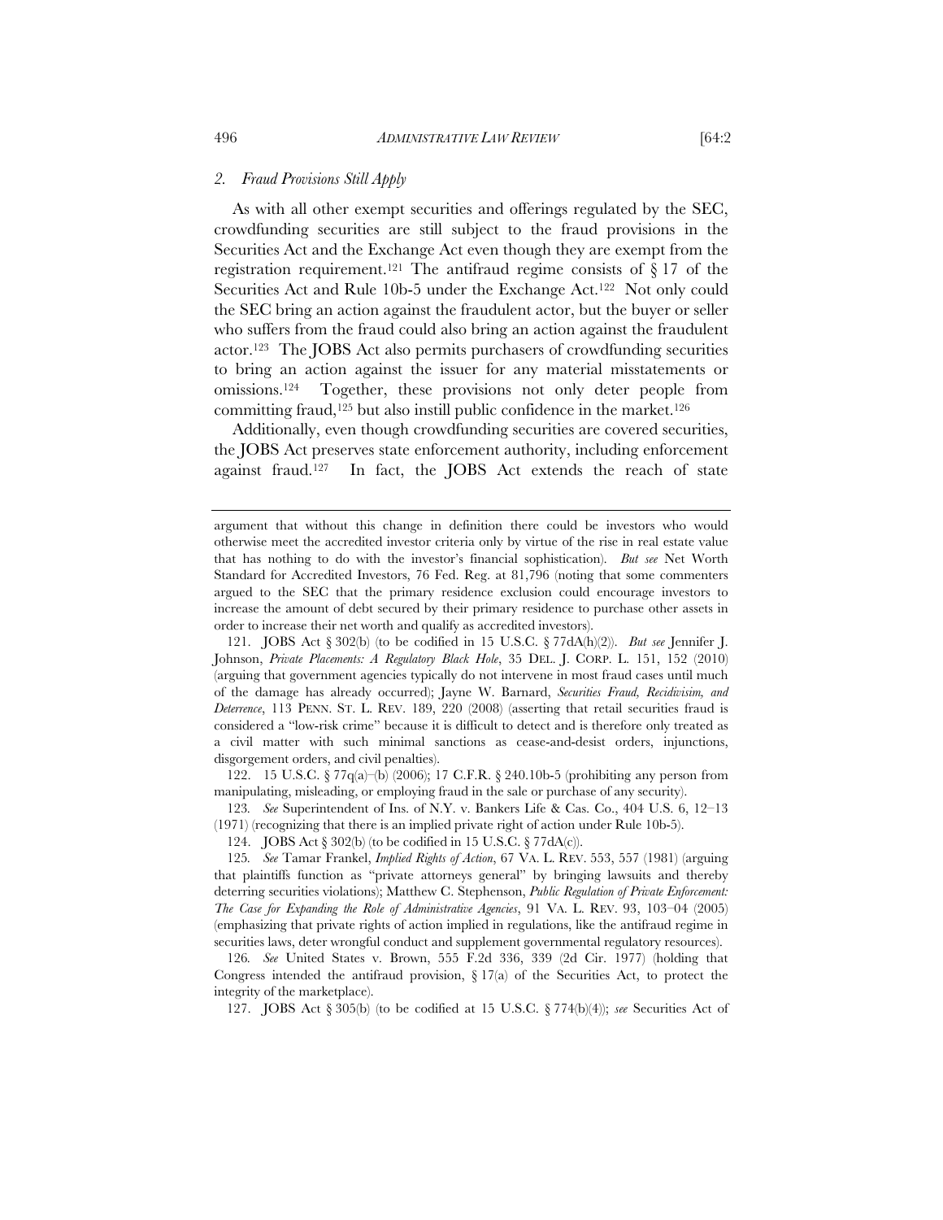### 2. *Fraud Provisions Still Apply*

As with all other exempt securities and offerings regulated by the SEC, crowdfunding securities are still subject to the fraud provisions in the Securities Act and the Exchange Act even though they are exempt from the registration requirement.[121] The antifraud regime consists of § 17 of the Securities Act and Rule 10b-5 under the Exchange Act.[122] Not only could the SEC bring an action against the fraudulent actor, but the buyer or seller who suffers from the fraud could also bring an action against the fraudulent actor.[123] The JOBS Act also permits purchasers of crowdfunding securities to bring an action against the issuer for any material misstatements or omissions.[124] Together, these provisions not only deter people from committing fraud,[125] but also instill public confidence in the market.[126]

Additionally, even though crowdfunding securities are covered securities, the JOBS Act preserves state enforcement authority, including enforcement against fraud.[127] In fact, the JOBS Act extends the reach of state

---

argument that without this change in definition there could be investors who would otherwise meet the accredited investor criteria only by virtue of the rise in real estate value that has nothing to do with the investor's financial sophistication). *But see* Net Worth Standard for Accredited Investors, 76 Fed. Reg. at 81,796 (noting that some commenters argued to the SEC that the primary residence exclusion could encourage investors to increase the amount of debt secured by their primary residence to purchase other assets in order to increase their net worth and qualify as accredited investors).

121. JOBS Act § 302(b) (to be codified in 15 U.S.C. § 77dA(h)(2)). *But see* Jennifer J. Johnson, *Private Placements: A Regulatory Black Hole*, 35 DEL. J. CORP. L. 151, 152 (2010) (arguing that government agencies typically do not intervene in most fraud cases until much of the damage has already occurred); Jayne W. Barnard, *Securities Fraud, Recidivisim, and Deterrence*, 113 PENN. ST. L. REV. 189, 220 (2008) (asserting that retail securities fraud is considered a "low-risk crime" because it is difficult to detect and is therefore only treated as a civil matter with such minimal sanctions as cease-and-desist orders, injunctions, disgorgement orders, and civil penalties).

122. 15 U.S.C. § 77q(a)–(b) (2006); 17 C.F.R. § 240.10b-5 (prohibiting any person from manipulating, misleading, or employing fraud in the sale or purchase of any security).

123. *See* Superintendent of Ins. of N.Y. v. Bankers Life & Cas. Co., 404 U.S. 6, 12–13 (1971) (recognizing that there is an implied private right of action under Rule 10b-5).

124. JOBS Act § 302(b) (to be codified in 15 U.S.C. § 77dA(c)).

125. *See* Tamar Frankel, *Implied Rights of Action*, 67 VA. L. REV. 553, 557 (1981) (arguing that plaintiffs function as "private attorneys general" by bringing lawsuits and thereby deterring securities violations); Matthew C. Stephenson, *Public Regulation of Private Enforcement: The Case for Expanding the Role of Administrative Agencies*, 91 VA. L. REV. 93, 103–04 (2005) (emphasizing that private rights of action implied in regulations, like the antifraud regime in securities laws, deter wrongful conduct and supplement governmental regulatory resources).

126. *See* United States v. Brown, 555 F.2d 336, 339 (2d Cir. 1977) (holding that Congress intended the antifraud provision, § 17(a) of the Securities Act, to protect the integrity of the marketplace).

127. JOBS Act § 305(b) (to be codified at 15 U.S.C. § 774(b)(4)); *see* Securities Act of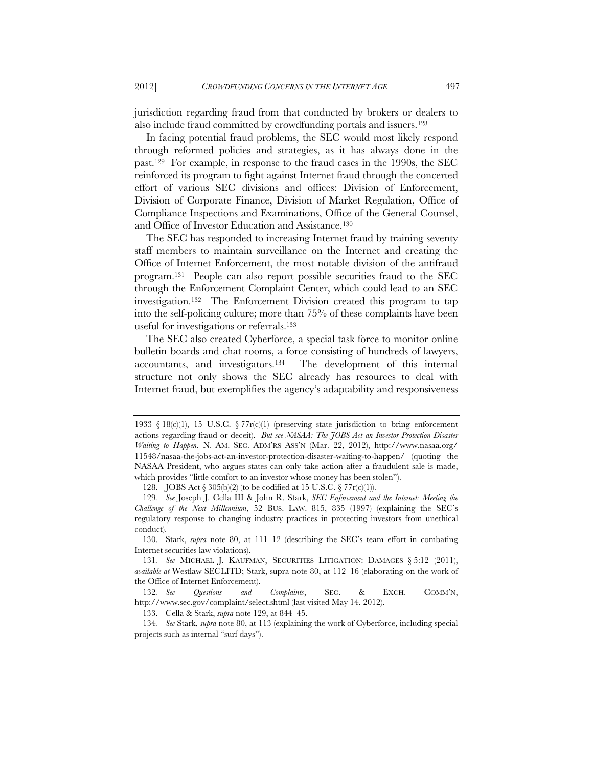jurisdiction regarding fraud from that conducted by brokers or dealers to also include fraud committed by crowdfunding portals and issuers.[128]

In facing potential fraud problems, the SEC would most likely respond through reformed policies and strategies, as it has always done in the past.[129] For example, in response to the fraud cases in the 1990s, the SEC reinforced its program to fight against Internet fraud through the concerted effort of various SEC divisions and offices: Division of Enforcement, Division of Corporate Finance, Division of Market Regulation, Office of Compliance Inspections and Examinations, Office of the General Counsel, and Office of Investor Education and Assistance.[130]

The SEC has responded to increasing Internet fraud by training seventy staff members to maintain surveillance on the Internet and creating the Office of Internet Enforcement, the most notable division of the antifraud program.[131] People can also report possible securities fraud to the SEC through the Enforcement Complaint Center, which could lead to an SEC investigation.[132] The Enforcement Division created this program to tap into the self-policing culture; more than 75% of these complaints have been useful for investigations or referrals.[133]

The SEC also created Cyberforce, a special task force to monitor online bulletin boards and chat rooms, a force consisting of hundreds of lawyers, accountants, and investigators.[134] The development of this internal structure not only shows the SEC already has resources to deal with Internet fraud, but exemplifies the agency's adaptability and responsiveness

---

1933 § 18(c)(1), 15 U.S.C. § 77r(c)(1) (preserving state jurisdiction to bring enforcement actions regarding fraud or deceit). *But see NASAA: The JOBS Act an Investor Protection Disaster Waiting to Happen*, N. AM. SEC. ADM'RS ASS'N (Mar. 22, 2012), http://www.nasaa.org/11548/nasaa-the-jobs-act-an-investor-protection-disaster-waiting-to-happen/ (quoting the NASAA President, who argues states can only take action after a fraudulent sale is made, which provides "little comfort to an investor whose money has been stolen").

128. JOBS Act § 305(b)(2) (to be codified at 15 U.S.C. § 77r(c)(1)).

129. *See* Joseph J. Cella III & John R. Stark, *SEC Enforcement and the Internet: Meeting the Challenge of the Next Millennium*, 52 BUS. LAW. 815, 835 (1997) (explaining the SEC's regulatory response to changing industry practices in protecting investors from unethical conduct).

130. Stark, *supra* note 80, at 111–12 (describing the SEC's team effort in combating Internet securities law violations).

131. *See* MICHAEL J. KAUFMAN, SECURITIES LITIGATION: DAMAGES § 5:12 (2011), *available at* Westlaw SECLITD; Stark, supra note 80, at 112–16 (elaborating on the work of the Office of Internet Enforcement).

132. *See Questions and Complaints*, SEC. & EXCH. COMM'N, http://www.sec.gov/complaint/select.shtml (last visited May 14, 2012).

133. Cella & Stark, *supra* note 129, at 844–45.

134. *See* Stark, *supra* note 80, at 113 (explaining the work of Cyberforce, including special projects such as internal "surf days").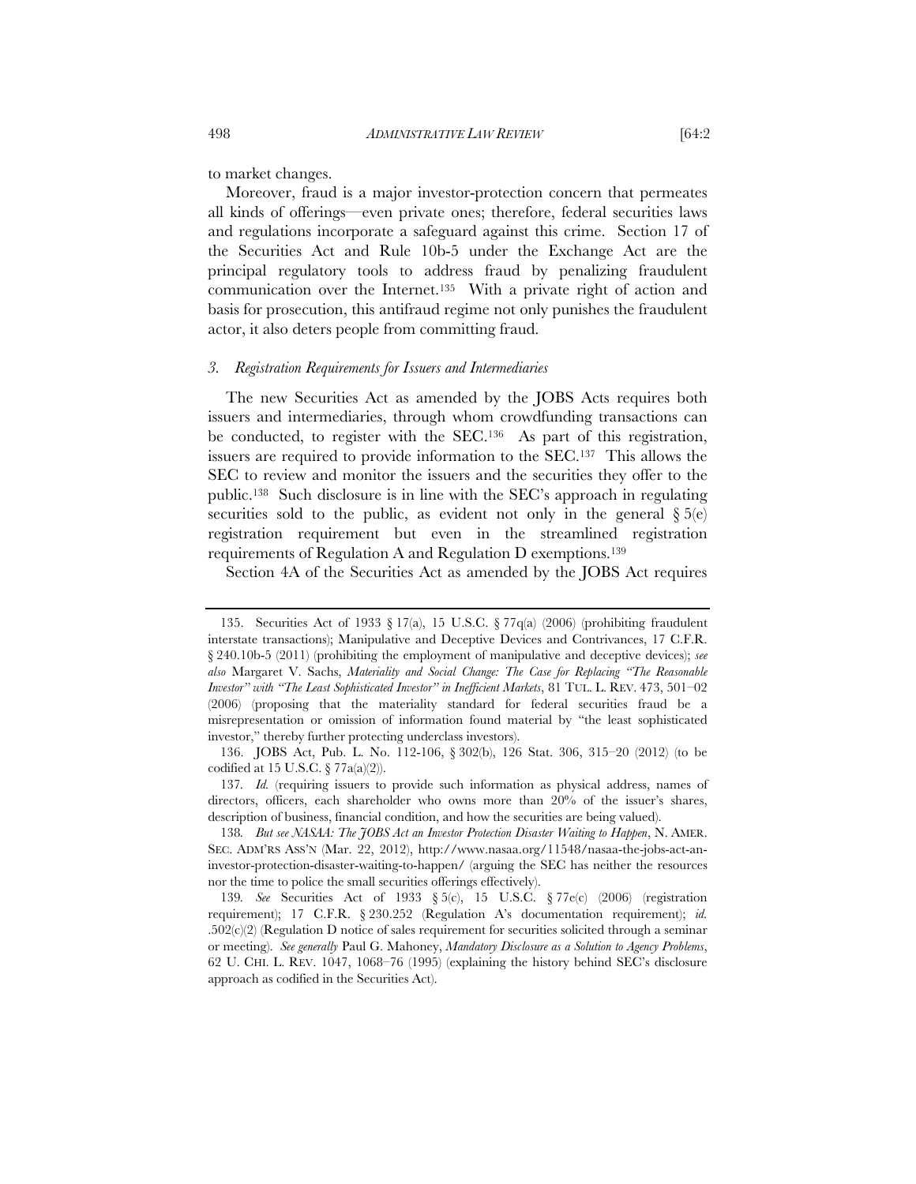to market changes.

Moreover, fraud is a major investor-protection concern that permeates all kinds of offerings—even private ones; therefore, federal securities laws and regulations incorporate a safeguard against this crime. Section 17 of the Securities Act and Rule 10b-5 under the Exchange Act are the principal regulatory tools to address fraud by penalizing fraudulent communication over the Internet.[135] With a private right of action and basis for prosecution, this antifraud regime not only punishes the fraudulent actor, it also deters people from committing fraud.

### *3. Registration Requirements for Issuers and Intermediaries*

The new Securities Act as amended by the JOBS Acts requires both issuers and intermediaries, through whom crowdfunding transactions can be conducted, to register with the SEC.[136] As part of this registration, issuers are required to provide information to the SEC.[137] This allows the SEC to review and monitor the issuers and the securities they offer to the public.[138] Such disclosure is in line with the SEC's approach in regulating securities sold to the public, as evident not only in the general § 5(e) registration requirement but even in the streamlined registration requirements of Regulation A and Regulation D exemptions.[139]

Section 4A of the Securities Act as amended by the JOBS Act requires

---

135. Securities Act of 1933 § 17(a), 15 U.S.C. § 77q(a) (2006) (prohibiting fraudulent interstate transactions); Manipulative and Deceptive Devices and Contrivances, 17 C.F.R. § 240.10b-5 (2011) (prohibiting the employment of manipulative and deceptive devices); *see also* Margaret V. Sachs, *Materiality and Social Change: The Case for Replacing "The Reasonable Investor" with "The Least Sophisticated Investor" in Inefficient Markets*, 81 TUL. L. REV. 473, 501–02 (2006) (proposing that the materiality standard for federal securities fraud be a misrepresentation or omission of information found material by "the least sophisticated investor," thereby further protecting underclass investors).

136. JOBS Act, Pub. L. No. 112-106, § 302(b), 126 Stat. 306, 315–20 (2012) (to be codified at 15 U.S.C. § 77a(a)(2)).

137. *Id.* (requiring issuers to provide such information as physical address, names of directors, officers, each shareholder who owns more than 20% of the issuer's shares, description of business, financial condition, and how the securities are being valued).

138. *But see NASAA: The JOBS Act an Investor Protection Disaster Waiting to Happen*, N. AMER. SEC. ADM'RS ASS'N (Mar. 22, 2012), http://www.nasaa.org/11548/nasaa-the-jobs-act-an-investor-protection-disaster-waiting-to-happen/ (arguing the SEC has neither the resources nor the time to police the small securities offerings effectively).

139. *See* Securities Act of 1933 § 5(c), 15 U.S.C. § 77e(c) (2006) (registration requirement); 17 C.F.R. § 230.252 (Regulation A's documentation requirement); *id.* .502(c)(2) (Regulation D notice of sales requirement for securities solicited through a seminar or meeting). *See generally* Paul G. Mahoney, *Mandatory Disclosure as a Solution to Agency Problems*, 62 U. CHI. L. REV. 1047, 1068–76 (1995) (explaining the history behind SEC's disclosure approach as codified in the Securities Act).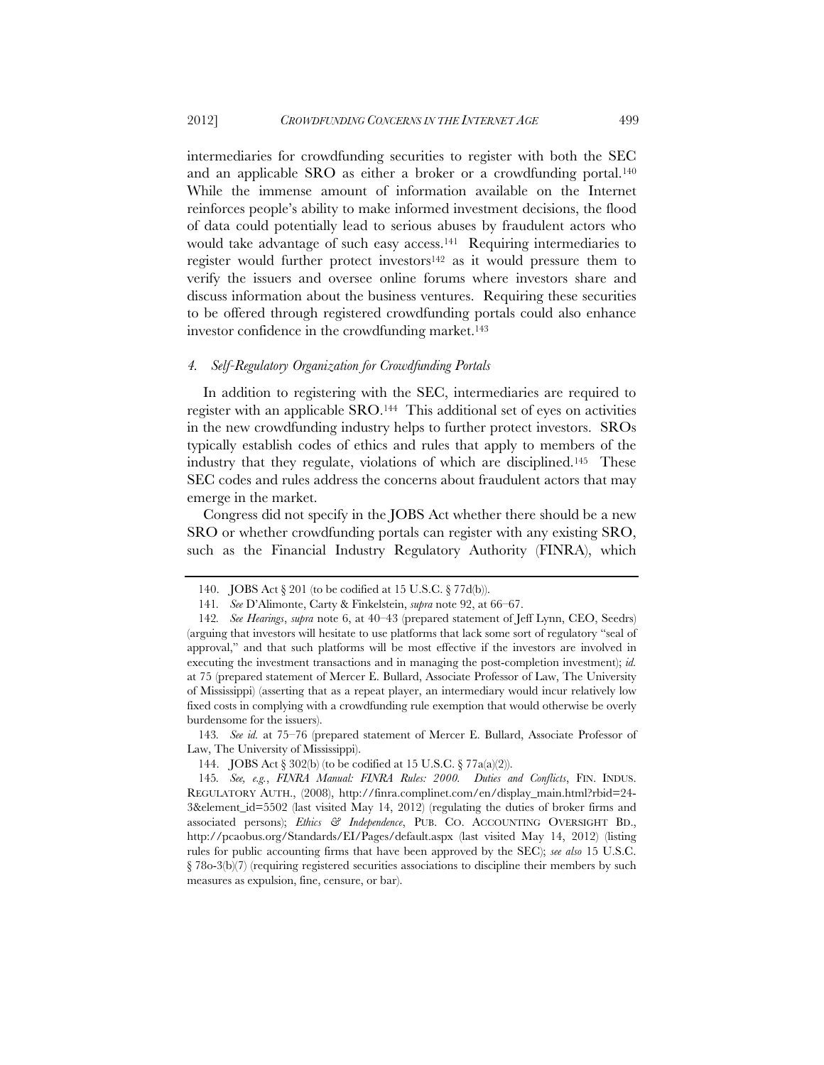intermediaries for crowdfunding securities to register with both the SEC and an applicable SRO as either a broker or a crowdfunding portal.[140] While the immense amount of information available on the Internet reinforces people's ability to make informed investment decisions, the flood of data could potentially lead to serious abuses by fraudulent actors who would take advantage of such easy access.[141] Requiring intermediaries to register would further protect investors[142] as it would pressure them to verify the issuers and oversee online forums where investors share and discuss information about the business ventures. Requiring these securities to be offered through registered crowdfunding portals could also enhance investor confidence in the crowdfunding market.[143]

#### *4. Self-Regulatory Organization for Crowdfunding Portals*

In addition to registering with the SEC, intermediaries are required to register with an applicable SRO.[144] This additional set of eyes on activities in the new crowdfunding industry helps to further protect investors. SROs typically establish codes of ethics and rules that apply to members of the industry that they regulate, violations of which are disciplined.[145] These SEC codes and rules address the concerns about fraudulent actors that may emerge in the market.

Congress did not specify in the JOBS Act whether there should be a new SRO or whether crowdfunding portals can register with any existing SRO, such as the Financial Industry Regulatory Authority (FINRA), which

---

140. JOBS Act § 201 (to be codified at 15 U.S.C. § 77d(b)).

141. *See* D'Alimonte, Carty & Finkelstein, *supra* note 92, at 66–67.

142. *See Hearings*, *supra* note 6, at 40–43 (prepared statement of Jeff Lynn, CEO, Seedrs) (arguing that investors will hesitate to use platforms that lack some sort of regulatory "seal of approval," and that such platforms will be most effective if the investors are involved in executing the investment transactions and in managing the post-completion investment); *id.* at 75 (prepared statement of Mercer E. Bullard, Associate Professor of Law, The University of Mississippi) (asserting that as a repeat player, an intermediary would incur relatively low fixed costs in complying with a crowdfunding rule exemption that would otherwise be overly burdensome for the issuers).

143. *See id.* at 75–76 (prepared statement of Mercer E. Bullard, Associate Professor of Law, The University of Mississippi).

144. JOBS Act § 302(b) (to be codified at 15 U.S.C. § 77a(a)(2)).

145. *See, e.g.*, *FINRA Manual: FINRA Rules: 2000. Duties and Conflicts*, FIN. INDUS. REGULATORY AUTH., (2008), http://finra.complinet.com/en/display_main.html?rbid=24-3&element_id=5502 (last visited May 14, 2012) (regulating the duties of broker firms and associated persons); *Ethics & Independence*, PUB. CO. ACCOUNTING OVERSIGHT BD., http://pcaobus.org/Standards/EI/Pages/default.aspx (last visited May 14, 2012) (listing rules for public accounting firms that have been approved by the SEC); *see also* 15 U.S.C. § 78o-3(b)(7) (requiring registered securities associations to discipline their members by such measures as expulsion, fine, censure, or bar).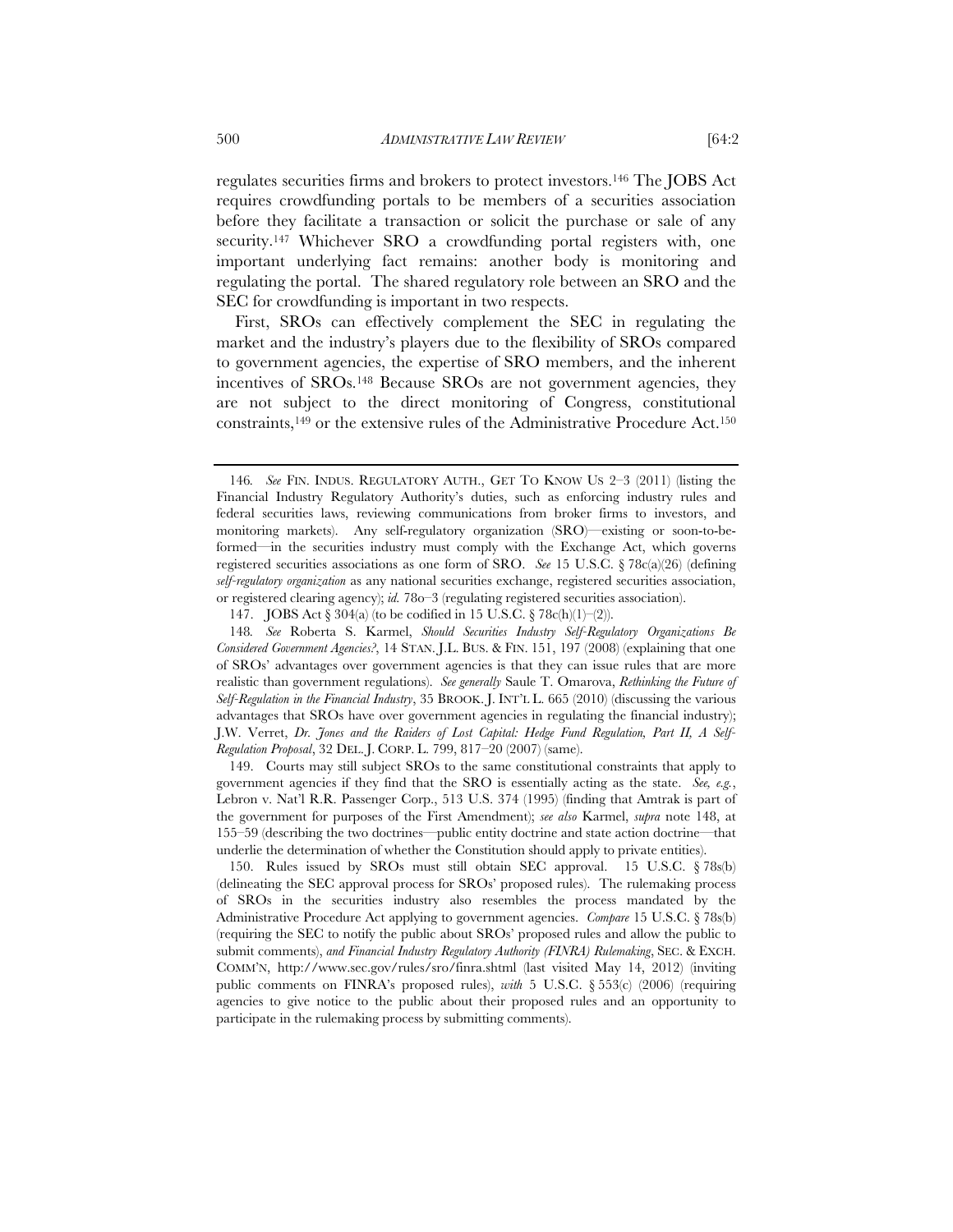regulates securities firms and brokers to protect investors.[146] The JOBS Act requires crowdfunding portals to be members of a securities association before they facilitate a transaction or solicit the purchase or sale of any security.[147] Whichever SRO a crowdfunding portal registers with, one important underlying fact remains: another body is monitoring and regulating the portal. The shared regulatory role between an SRO and the SEC for crowdfunding is important in two respects.

First, SROs can effectively complement the SEC in regulating the market and the industry's players due to the flexibility of SROs compared to government agencies, the expertise of SRO members, and the inherent incentives of SROs.[148] Because SROs are not government agencies, they are not subject to the direct monitoring of Congress, constitutional constraints,[149] or the extensive rules of the Administrative Procedure Act.[150]

---

146. *See* FIN. INDUS. REGULATORY AUTH., GET TO KNOW US 2–3 (2011) (listing the Financial Industry Regulatory Authority's duties, such as enforcing industry rules and federal securities laws, reviewing communications from broker firms to investors, and monitoring markets). Any self-regulatory organization (SRO)—existing or soon-to-be-formed—in the securities industry must comply with the Exchange Act, which governs registered securities associations as one form of SRO. *See* 15 U.S.C. § 78c(a)(26) (defining *self-regulatory organization* as any national securities exchange, registered securities association, or registered clearing agency); *id.* 78o–3 (regulating registered securities association).

147. JOBS Act § 304(a) (to be codified in 15 U.S.C. § 78c(h)(1)–(2)).

148. *See* Roberta S. Karmel, *Should Securities Industry Self-Regulatory Organizations Be Considered Government Agencies?*, 14 STAN. J.L. BUS. & FIN. 151, 197 (2008) (explaining that one of SROs' advantages over government agencies is that they can issue rules that are more realistic than government regulations). *See generally* Saule T. Omarova, *Rethinking the Future of Self-Regulation in the Financial Industry*, 35 BROOK. J. INT'L L. 665 (2010) (discussing the various advantages that SROs have over government agencies in regulating the financial industry); J.W. Verret, *Dr. Jones and the Raiders of Lost Capital: Hedge Fund Regulation, Part II, A Self-Regulation Proposal*, 32 DEL. J. CORP. L. 799, 817–20 (2007) (same).

149. Courts may still subject SROs to the same constitutional constraints that apply to government agencies if they find that the SRO is essentially acting as the state. *See, e.g.*, Lebron v. Nat'l R.R. Passenger Corp., 513 U.S. 374 (1995) (finding that Amtrak is part of the government for purposes of the First Amendment); *see also* Karmel, *supra* note 148, at 155–59 (describing the two doctrines—public entity doctrine and state action doctrine—that underlie the determination of whether the Constitution should apply to private entities).

150. Rules issued by SROs must still obtain SEC approval. 15 U.S.C. § 78s(b) (delineating the SEC approval process for SROs' proposed rules). The rulemaking process of SROs in the securities industry also resembles the process mandated by the Administrative Procedure Act applying to government agencies. *Compare* 15 U.S.C. § 78s(b) (requiring the SEC to notify the public about SROs' proposed rules and allow the public to submit comments), *and Financial Industry Regulatory Authority (FINRA) Rulemaking*, SEC. & EXCH. COMM'N, http://www.sec.gov/rules/sro/finra.shtml (last visited May 14, 2012) (inviting public comments on FINRA's proposed rules), *with* 5 U.S.C. § 553(c) (2006) (requiring agencies to give notice to the public about their proposed rules and an opportunity to participate in the rulemaking process by submitting comments).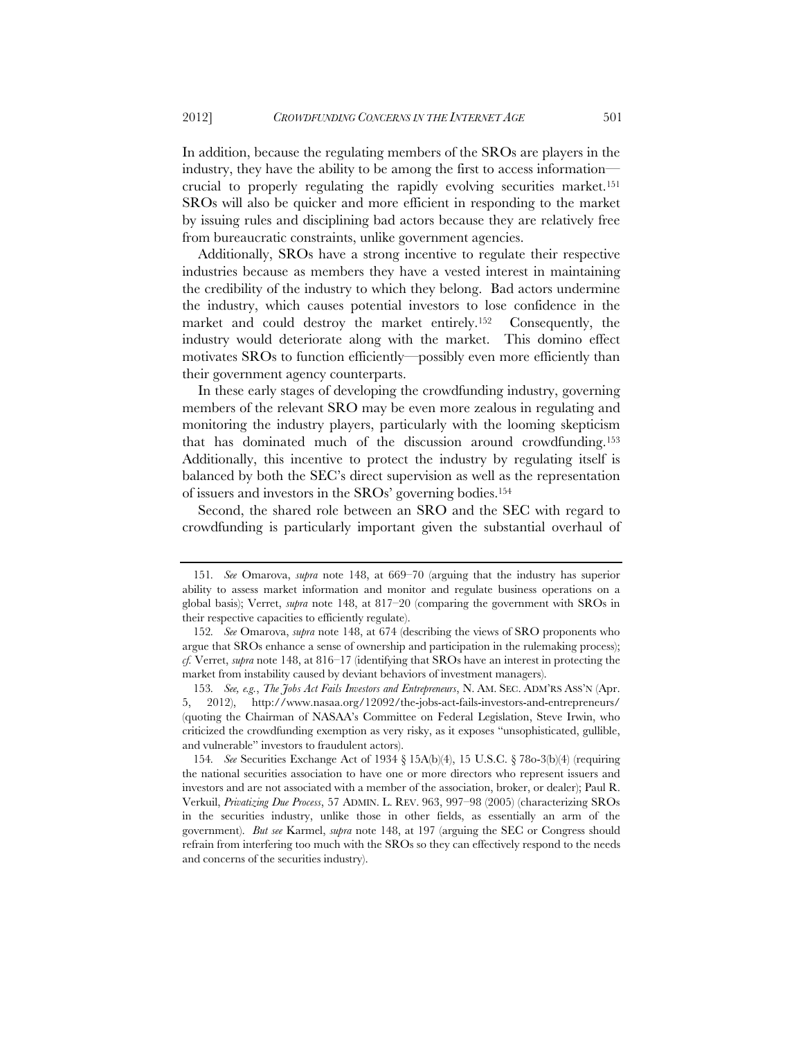In addition, because the regulating members of the SROs are players in the industry, they have the ability to be among the first to access information—crucial to properly regulating the rapidly evolving securities market.[151] SROs will also be quicker and more efficient in responding to the market by issuing rules and disciplining bad actors because they are relatively free from bureaucratic constraints, unlike government agencies.

Additionally, SROs have a strong incentive to regulate their respective industries because as members they have a vested interest in maintaining the credibility of the industry to which they belong. Bad actors undermine the industry, which causes potential investors to lose confidence in the market and could destroy the market entirely.[152] Consequently, the industry would deteriorate along with the market. This domino effect motivates SROs to function efficiently—possibly even more efficiently than their government agency counterparts.

In these early stages of developing the crowdfunding industry, governing members of the relevant SRO may be even more zealous in regulating and monitoring the industry players, particularly with the looming skepticism that has dominated much of the discussion around crowdfunding.[153] Additionally, this incentive to protect the industry by regulating itself is balanced by both the SEC's direct supervision as well as the representation of issuers and investors in the SROs' governing bodies.[154]

Second, the shared role between an SRO and the SEC with regard to crowdfunding is particularly important given the substantial overhaul of

---

151. *See* Omarova, *supra* note 148, at 669–70 (arguing that the industry has superior ability to assess market information and monitor and regulate business operations on a global basis); Verret, *supra* note 148, at 817–20 (comparing the government with SROs in their respective capacities to efficiently regulate).

152. *See* Omarova, *supra* note 148, at 674 (describing the views of SRO proponents who argue that SROs enhance a sense of ownership and participation in the rulemaking process); *cf.* Verret, *supra* note 148, at 816–17 (identifying that SROs have an interest in protecting the market from instability caused by deviant behaviors of investment managers).

153. *See, e.g.*, *The Jobs Act Fails Investors and Entrepreneurs*, N. AM. SEC. ADM'RS ASS'N (Apr. 5, 2012), http://www.nasaa.org/12092/the-jobs-act-fails-investors-and-entrepreneurs/ (quoting the Chairman of NASAA's Committee on Federal Legislation, Steve Irwin, who criticized the crowdfunding exemption as very risky, as it exposes "unsophisticated, gullible, and vulnerable" investors to fraudulent actors).

154. *See* Securities Exchange Act of 1934 § 15A(b)(4), 15 U.S.C. § 78o-3(b)(4) (requiring the national securities association to have one or more directors who represent issuers and investors and are not associated with a member of the association, broker, or dealer); Paul R. Verkuil, *Privatizing Due Process*, 57 ADMIN. L. REV. 963, 997–98 (2005) (characterizing SROs in the securities industry, unlike those in other fields, as essentially an arm of the government). *But see* Karmel, *supra* note 148, at 197 (arguing the SEC or Congress should refrain from interfering too much with the SROs so they can effectively respond to the needs and concerns of the securities industry).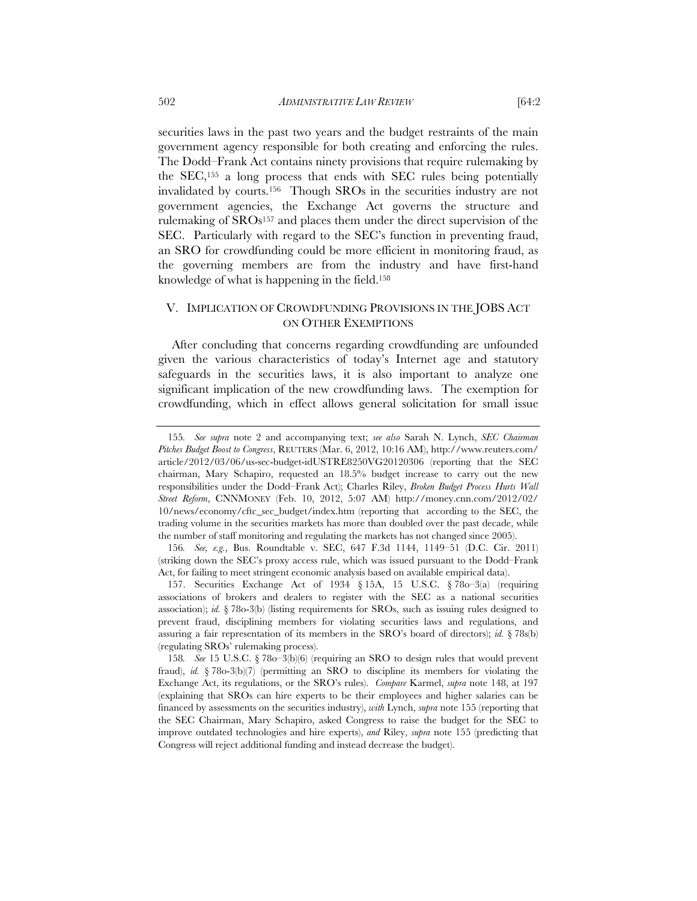securities laws in the past two years and the budget restraints of the main government agency responsible for both creating and enforcing the rules. The Dodd–Frank Act contains ninety provisions that require rulemaking by the SEC,[155] a long process that ends with SEC rules being potentially invalidated by courts.[156] Though SROs in the securities industry are not government agencies, the Exchange Act governs the structure and rulemaking of SROs[157] and places them under the direct supervision of the SEC. Particularly with regard to the SEC's function in preventing fraud, an SRO for crowdfunding could be more efficient in monitoring fraud, as the governing members are from the industry and have first-hand knowledge of what is happening in the field.[158]

## V. IMPLICATION OF CROWDFUNDING PROVISIONS IN THE JOBS ACT ON OTHER EXEMPTIONS

After concluding that concerns regarding crowdfunding are unfounded given the various characteristics of today's Internet age and statutory safeguards in the securities laws, it is also important to analyze one significant implication of the new crowdfunding laws. The exemption for crowdfunding, which in effect allows general solicitation for small issue

---

155. *See supra* note 2 and accompanying text; *see also* Sarah N. Lynch, *SEC Chairman Pitches Budget Boost to Congress*, REUTERS (Mar. 6, 2012, 10:16 AM), http://www.reuters.com/article/2012/03/06/us-sec-budget-idUSTRE8250VG20120306 (reporting that the SEC chairman, Mary Schapiro, requested an 18.5% budget increase to carry out the new responsibilities under the Dodd–Frank Act); Charles Riley, *Broken Budget Process Hurts Wall Street Reform*, CNNMONEY (Feb. 10, 2012, 5:07 AM) http://money.cnn.com/2012/02/10/news/economy/cftc_sec_budget/index.htm (reporting that according to the SEC, the trading volume in the securities markets has more than doubled over the past decade, while the number of staff monitoring and regulating the markets has not changed since 2005).

156. *See, e.g.*, Bus. Roundtable v. SEC, 647 F.3d 1144, 1149–51 (D.C. Cir. 2011) (striking down the SEC's proxy access rule, which was issued pursuant to the Dodd–Frank Act, for failing to meet stringent economic analysis based on available empirical data).

157. Securities Exchange Act of 1934 § 15A, 15 U.S.C. § 78o–3(a) (requiring associations of brokers and dealers to register with the SEC as a national securities association); *id.* § 78o-3(b) (listing requirements for SROs, such as issuing rules designed to prevent fraud, disciplining members for violating securities laws and regulations, and assuring a fair representation of its members in the SRO's board of directors); *id.* § 78s(b) (regulating SROs' rulemaking process).

158. *See* 15 U.S.C. § 78o–3(b)(6) (requiring an SRO to design rules that would prevent fraud), *id.* § 78o-3(b)(7) (permitting an SRO to discipline its members for violating the Exchange Act, its regulations, or the SRO's rules). *Compare* Karmel, *supra* note 148, at 197 (explaining that SROs can hire experts to be their employees and higher salaries can be financed by assessments on the securities industry), *with* Lynch, *supra* note 155 (reporting that the SEC Chairman, Mary Schapiro, asked Congress to raise the budget for the SEC to improve outdated technologies and hire experts), *and* Riley, *supra* note 155 (predicting that Congress will reject additional funding and instead decrease the budget).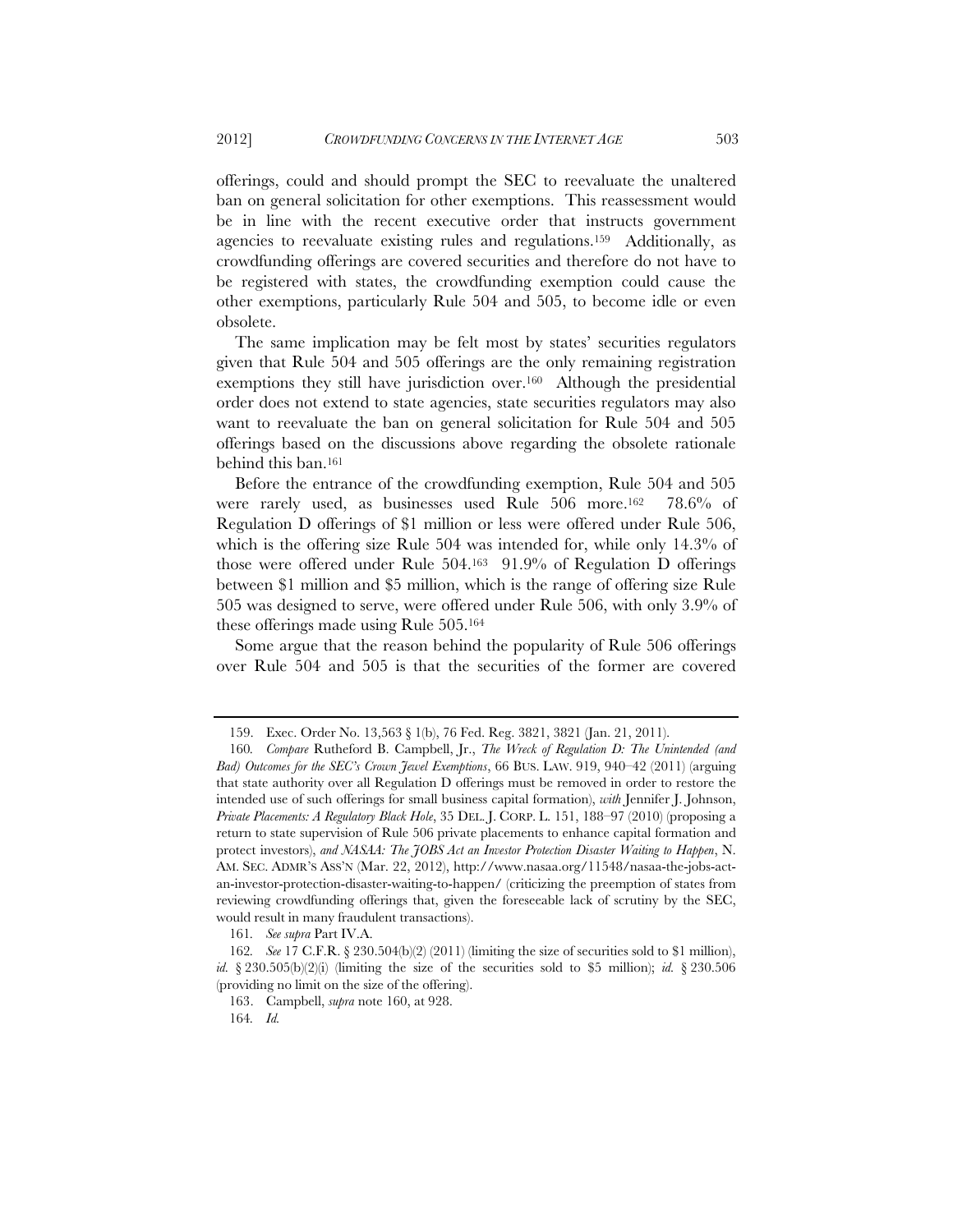offerings, could and should prompt the SEC to reevaluate the unaltered ban on general solicitation for other exemptions. This reassessment would be in line with the recent executive order that instructs government agencies to reevaluate existing rules and regulations.[159] Additionally, as crowdfunding offerings are covered securities and therefore do not have to be registered with states, the crowdfunding exemption could cause the other exemptions, particularly Rule 504 and 505, to become idle or even obsolete.

The same implication may be felt most by states' securities regulators given that Rule 504 and 505 offerings are the only remaining registration exemptions they still have jurisdiction over.[160] Although the presidential order does not extend to state agencies, state securities regulators may also want to reevaluate the ban on general solicitation for Rule 504 and 505 offerings based on the discussions above regarding the obsolete rationale behind this ban.[161]

Before the entrance of the crowdfunding exemption, Rule 504 and 505 were rarely used, as businesses used Rule 506 more.[162] 78.6% of Regulation D offerings of $1 million or less were offered under Rule 506, which is the offering size Rule 504 was intended for, while only 14.3% of those were offered under Rule 504.[163] 91.9% of Regulation D offerings between $1 million and $5 million, which is the range of offering size Rule 505 was designed to serve, were offered under Rule 506, with only 3.9% of these offerings made using Rule 505.[164]

Some argue that the reason behind the popularity of Rule 506 offerings over Rule 504 and 505 is that the securities of the former are covered

---

159. Exec. Order No. 13,563 § 1(b), 76 Fed. Reg. 3821, 3821 (Jan. 21, 2011).

160. *Compare* Rutheford B. Campbell, Jr., *The Wreck of Regulation D: The Unintended (and Bad) Outcomes for the SEC's Crown Jewel Exemptions*, 66 BUS. LAW. 919, 940–42 (2011) (arguing that state authority over all Regulation D offerings must be removed in order to restore the intended use of such offerings for small business capital formation), *with* Jennifer J. Johnson, *Private Placements: A Regulatory Black Hole*, 35 DEL. J. CORP. L. 151, 188–97 (2010) (proposing a return to state supervision of Rule 506 private placements to enhance capital formation and protect investors), *and NASAA: The JOBS Act an Investor Protection Disaster Waiting to Happen*, N. AM. SEC. ADMR'S ASS'N (Mar. 22, 2012), http://www.nasaa.org/11548/nasaa-the-jobs-act-an-investor-protection-disaster-waiting-to-happen/ (criticizing the preemption of states from reviewing crowdfunding offerings that, given the foreseeable lack of scrutiny by the SEC, would result in many fraudulent transactions).

161. *See supra* Part IV.A.

162. *See* 17 C.F.R. § 230.504(b)(2) (2011) (limiting the size of securities sold to $1 million), *id.* § 230.505(b)(2)(i) (limiting the size of the securities sold to $5 million); *id.* § 230.506 (providing no limit on the size of the offering).

163. Campbell, *supra* note 160, at 928.

164. *Id.*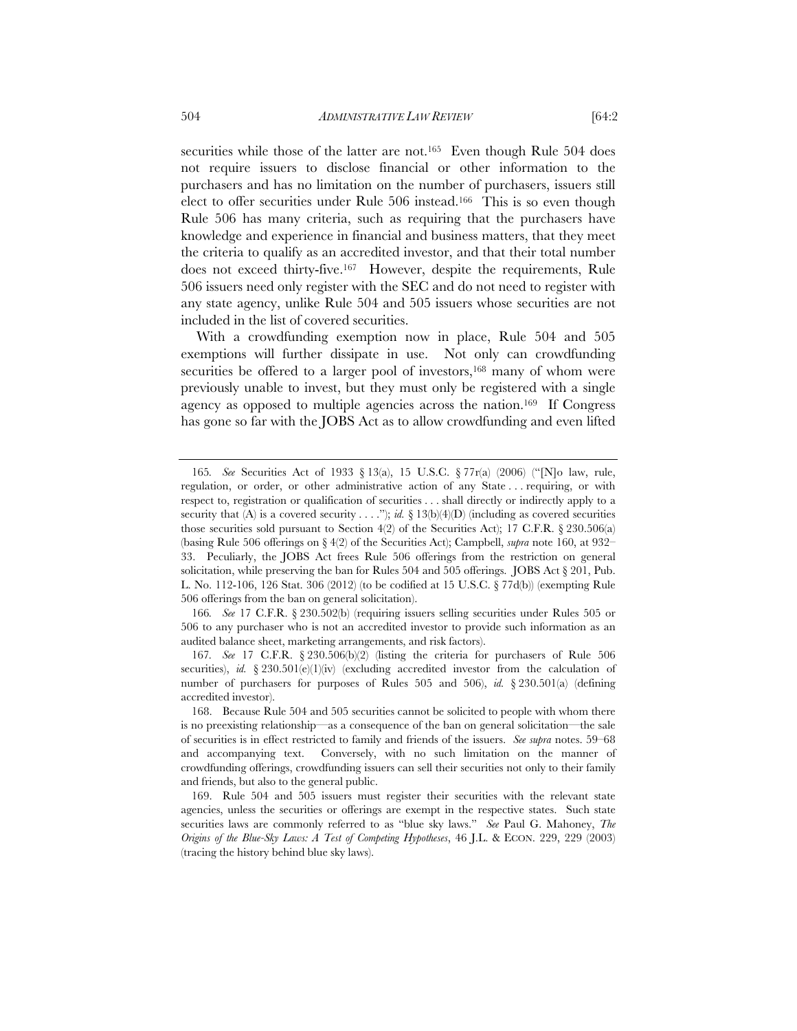securities while those of the latter are not.[165] Even though Rule 504 does not require issuers to disclose financial or other information to the purchasers and has no limitation on the number of purchasers, issuers still elect to offer securities under Rule 506 instead.[166] This is so even though Rule 506 has many criteria, such as requiring that the purchasers have knowledge and experience in financial and business matters, that they meet the criteria to qualify as an accredited investor, and that their total number does not exceed thirty-five.[167] However, despite the requirements, Rule 506 issuers need only register with the SEC and do not need to register with any state agency, unlike Rule 504 and 505 issuers whose securities are not included in the list of covered securities.

With a crowdfunding exemption now in place, Rule 504 and 505 exemptions will further dissipate in use. Not only can crowdfunding securities be offered to a larger pool of investors,[168] many of whom were previously unable to invest, but they must only be registered with a single agency as opposed to multiple agencies across the nation.[169] If Congress has gone so far with the JOBS Act as to allow crowdfunding and even lifted

---

165. *See* Securities Act of 1933 § 13(a), 15 U.S.C. § 77r(a) (2006) ("[N]o law, rule, regulation, or order, or other administrative action of any State . . . requiring, or with respect to, registration or qualification of securities . . . shall directly or indirectly apply to a security that (A) is a covered security . . . ."); *id.* § 13(b)(4)(D) (including as covered securities those securities sold pursuant to Section 4(2) of the Securities Act); 17 C.F.R. § 230.506(a) (basing Rule 506 offerings on § 4(2) of the Securities Act); Campbell, *supra* note 160, at 932–33. Peculiarly, the JOBS Act frees Rule 506 offerings from the restriction on general solicitation, while preserving the ban for Rules 504 and 505 offerings. JOBS Act § 201, Pub. L. No. 112-106, 126 Stat. 306 (2012) (to be codified at 15 U.S.C. § 77d(b)) (exempting Rule 506 offerings from the ban on general solicitation).

166. *See* 17 C.F.R. § 230.502(b) (requiring issuers selling securities under Rules 505 or 506 to any purchaser who is not an accredited investor to provide such information as an audited balance sheet, marketing arrangements, and risk factors).

167. *See* 17 C.F.R. § 230.506(b)(2) (listing the criteria for purchasers of Rule 506 securities), *id.* § 230.501(e)(1)(iv) (excluding accredited investor from the calculation of number of purchasers for purposes of Rules 505 and 506), *id.* § 230.501(a) (defining accredited investor).

168. Because Rule 504 and 505 securities cannot be solicited to people with whom there is no preexisting relationship—as a consequence of the ban on general solicitation—the sale of securities is in effect restricted to family and friends of the issuers. *See supra* notes. 59–68 and accompanying text. Conversely, with no such limitation on the manner of crowdfunding offerings, crowdfunding issuers can sell their securities not only to their family and friends, but also to the general public.

169. Rule 504 and 505 issuers must register their securities with the relevant state agencies, unless the securities or offerings are exempt in the respective states. Such state securities laws are commonly referred to as "blue sky laws." *See* Paul G. Mahoney, *The Origins of the Blue-Sky Laws: A Test of Competing Hypotheses*, 46 J.L. & ECON. 229, 229 (2003) (tracing the history behind blue sky laws).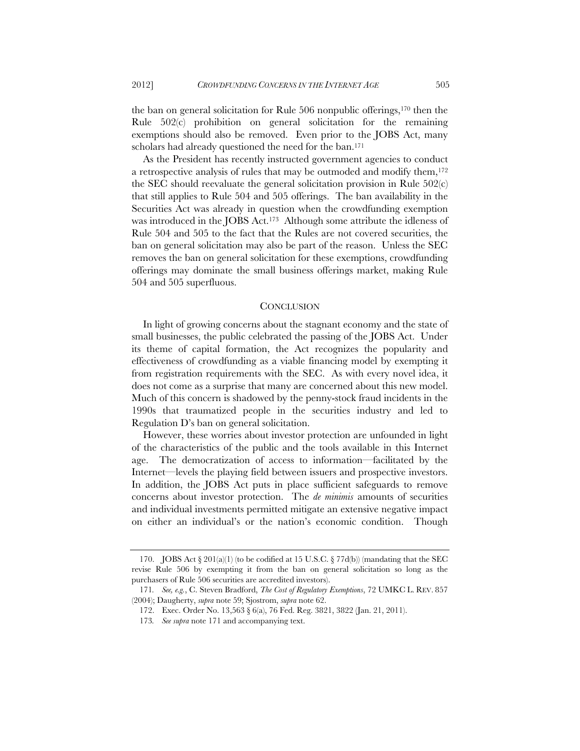the ban on general solicitation for Rule 506 nonpublic offerings,[170] then the Rule 502(c) prohibition on general solicitation for the remaining exemptions should also be removed. Even prior to the JOBS Act, many scholars had already questioned the need for the ban.[171]

As the President has recently instructed government agencies to conduct a retrospective analysis of rules that may be outmoded and modify them,[172] the SEC should reevaluate the general solicitation provision in Rule 502(c) that still applies to Rule 504 and 505 offerings. The ban availability in the Securities Act was already in question when the crowdfunding exemption was introduced in the JOBS Act.[173] Although some attribute the idleness of Rule 504 and 505 to the fact that the Rules are not covered securities, the ban on general solicitation may also be part of the reason. Unless the SEC removes the ban on general solicitation for these exemptions, crowdfunding offerings may dominate the small business offerings market, making Rule 504 and 505 superfluous.

## CONCLUSION

In light of growing concerns about the stagnant economy and the state of small businesses, the public celebrated the passing of the JOBS Act. Under its theme of capital formation, the Act recognizes the popularity and effectiveness of crowdfunding as a viable financing model by exempting it from registration requirements with the SEC. As with every novel idea, it does not come as a surprise that many are concerned about this new model. Much of this concern is shadowed by the penny-stock fraud incidents in the 1990s that traumatized people in the securities industry and led to Regulation D's ban on general solicitation.

However, these worries about investor protection are unfounded in light of the characteristics of the public and the tools available in this Internet age. The democratization of access to information—facilitated by the Internet—levels the playing field between issuers and prospective investors. In addition, the JOBS Act puts in place sufficient safeguards to remove concerns about investor protection. The *de minimis* amounts of securities and individual investments permitted mitigate an extensive negative impact on either an individual's or the nation's economic condition. Though

---

170. JOBS Act § 201(a)(1) (to be codified at 15 U.S.C. § 77d(b)) (mandating that the SEC revise Rule 506 by exempting it from the ban on general solicitation so long as the purchasers of Rule 506 securities are accredited investors).

171. *See, e.g.*, C. Steven Bradford, *The Cost of Regulatory Exemptions*, 72 UMKC L. REV. 857 (2004); Daugherty, *supra* note 59; Sjostrom, *supra* note 62.

172. Exec. Order No. 13,563 § 6(a), 76 Fed. Reg. 3821, 3822 (Jan. 21, 2011).

173. *See supra* note 171 and accompanying text.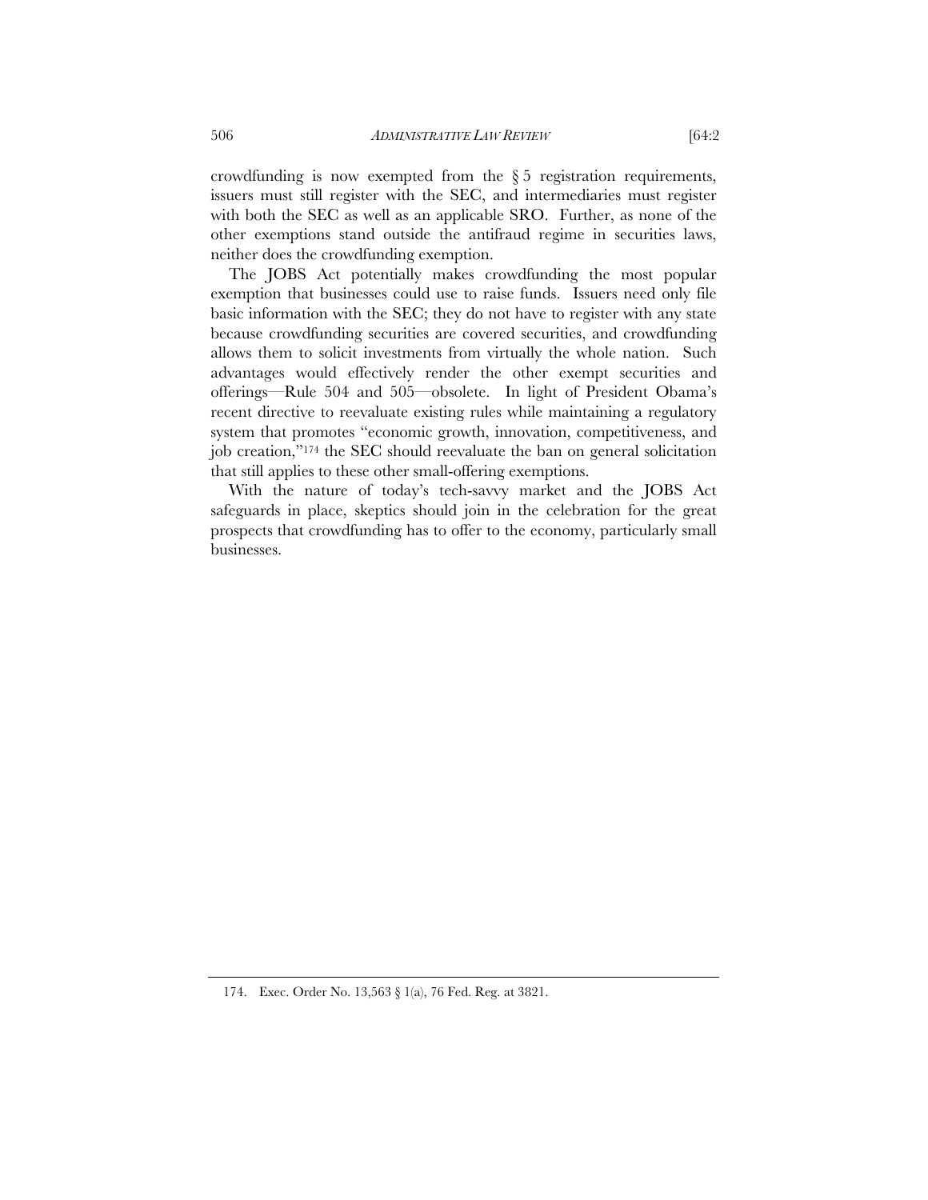crowdfunding is now exempted from the § 5 registration requirements, issuers must still register with the SEC, and intermediaries must register with both the SEC as well as an applicable SRO. Further, as none of the other exemptions stand outside the antifraud regime in securities laws, neither does the crowdfunding exemption.

The JOBS Act potentially makes crowdfunding the most popular exemption that businesses could use to raise funds. Issuers need only file basic information with the SEC; they do not have to register with any state because crowdfunding securities are covered securities, and crowdfunding allows them to solicit investments from virtually the whole nation. Such advantages would effectively render the other exempt securities and offerings—Rule 504 and 505—obsolete. In light of President Obama's recent directive to reevaluate existing rules while maintaining a regulatory system that promotes "economic growth, innovation, competitiveness, and job creation,"[174] the SEC should reevaluate the ban on general solicitation that still applies to these other small-offering exemptions.

With the nature of today's tech-savvy market and the JOBS Act safeguards in place, skeptics should join in the celebration for the great prospects that crowdfunding has to offer to the economy, particularly small businesses.

---

174. Exec. Order No. 13,563 § 1(a), 76 Fed. Reg. at 3821.